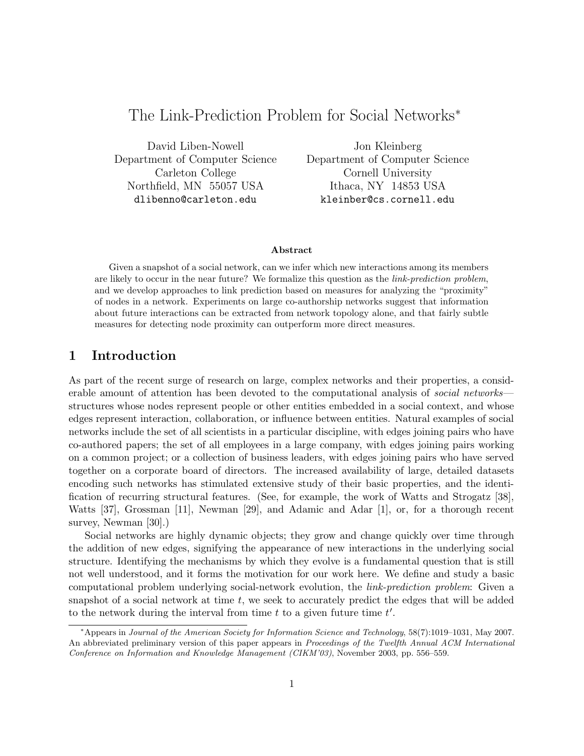# The Link-Prediction Problem for Social Networks*

David Liben-Nowell
Department of Computer Science
Carleton College
Northfield, MN 55057 USA
dlibenno@carleton.edu

Jon Kleinberg
Department of Computer Science
Cornell University
Ithaca, NY 14853 USA
kleinber@cs.cornell.edu

### Abstract

Given a snapshot of a social network, can we infer which new interactions among its members are likely to occur in the near future? We formalize this question as the *link-prediction problem*, and we develop approaches to link prediction based on measures for analyzing the "proximity" of nodes in a network. Experiments on large co-authorship networks suggest that information about future interactions can be extracted from network topology alone, and that fairly subtle measures for detecting node proximity can outperform more direct measures.

## 1 Introduction

As part of the recent surge of research on large, complex networks and their properties, a considerable amount of attention has been devoted to the computational analysis of *social networks*—structures whose nodes represent people or other entities embedded in a social context, and whose edges represent interaction, collaboration, or influence between entities. Natural examples of social networks include the set of all scientists in a particular discipline, with edges joining pairs who have co-authored papers; the set of all employees in a large company, with edges joining pairs working on a common project; or a collection of business leaders, with edges joining pairs who have served together on a corporate board of directors. The increased availability of large, detailed datasets encoding such networks has stimulated extensive study of their basic properties, and the identification of recurring structural features. (See, for example, the work of Watts and Strogatz [38], Watts [37], Grossman [11], Newman [29], and Adamic and Adar [1], or, for a thorough recent survey, Newman [30].)

Social networks are highly dynamic objects; they grow and change quickly over time through the addition of new edges, signifying the appearance of new interactions in the underlying social structure. Identifying the mechanisms by which they evolve is a fundamental question that is still not well understood, and it forms the motivation for our work here. We define and study a basic computational problem underlying social-network evolution, the *link-prediction problem*: Given a snapshot of a social network at time $t$, we seek to accurately predict the edges that will be added to the network during the interval from time $t$ to a given future time $t'$.

*Appears in *Journal of the American Society for Information Science and Technology*, 58(7):1019–1031, May 2007. An abbreviated preliminary version of this paper appears in *Proceedings of the Twelfth Annual ACM International Conference on Information and Knowledge Management (CIKM'03)*, November 2003, pp. 556–559.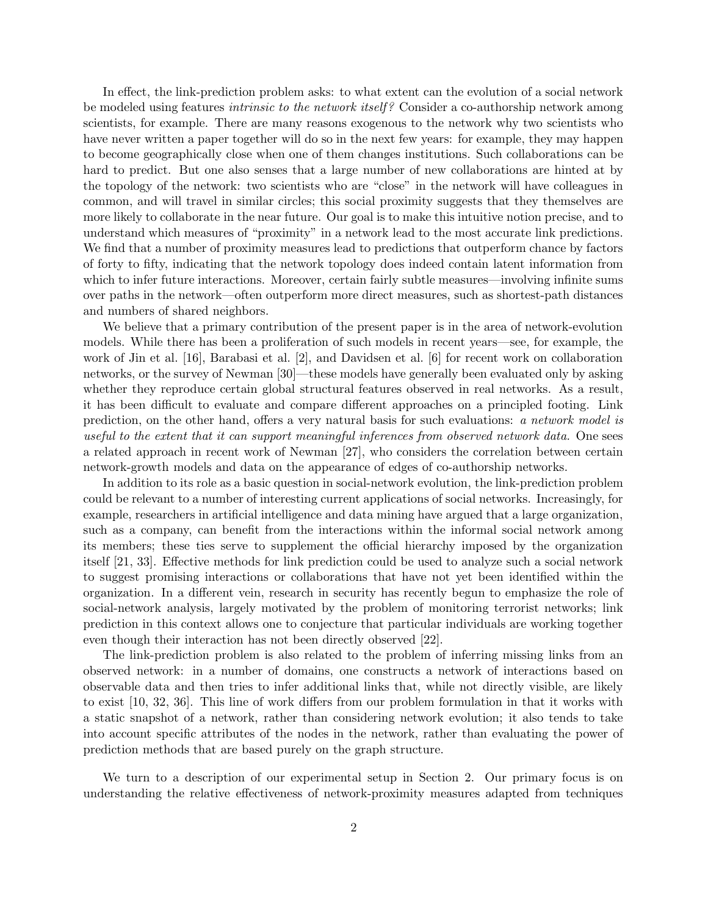In effect, the link-prediction problem asks: to what extent can the evolution of a social network be modeled using features *intrinsic to the network itself?* Consider a co-authorship network among scientists, for example. There are many reasons exogenous to the network why two scientists who have never written a paper together will do so in the next few years: for example, they may happen to become geographically close when one of them changes institutions. Such collaborations can be hard to predict. But one also senses that a large number of new collaborations are hinted at by the topology of the network: two scientists who are "close" in the network will have colleagues in common, and will travel in similar circles; this social proximity suggests that they themselves are more likely to collaborate in the near future. Our goal is to make this intuitive notion precise, and to understand which measures of "proximity" in a network lead to the most accurate link predictions. We find that a number of proximity measures lead to predictions that outperform chance by factors of forty to fifty, indicating that the network topology does indeed contain latent information from which to infer future interactions. Moreover, certain fairly subtle measures—involving infinite sums over paths in the network—often outperform more direct measures, such as shortest-path distances and numbers of shared neighbors.

We believe that a primary contribution of the present paper is in the area of network-evolution models. While there has been a proliferation of such models in recent years—see, for example, the work of Jin et al. [16], Barabasi et al. [2], and Davidsen et al. [6] for recent work on collaboration networks, or the survey of Newman [30]—these models have generally been evaluated only by asking whether they reproduce certain global structural features observed in real networks. As a result, it has been difficult to evaluate and compare different approaches on a principled footing. Link prediction, on the other hand, offers a very natural basis for such evaluations: *a network model is useful to the extent that it can support meaningful inferences from observed network data.* One sees a related approach in recent work of Newman [27], who considers the correlation between certain network-growth models and data on the appearance of edges of co-authorship networks.

In addition to its role as a basic question in social-network evolution, the link-prediction problem could be relevant to a number of interesting current applications of social networks. Increasingly, for example, researchers in artificial intelligence and data mining have argued that a large organization, such as a company, can benefit from the interactions within the informal social network among its members; these ties serve to supplement the official hierarchy imposed by the organization itself [21, 33]. Effective methods for link prediction could be used to analyze such a social network to suggest promising interactions or collaborations that have not yet been identified within the organization. In a different vein, research in security has recently begun to emphasize the role of social-network analysis, largely motivated by the problem of monitoring terrorist networks; link prediction in this context allows one to conjecture that particular individuals are working together even though their interaction has not been directly observed [22].

The link-prediction problem is also related to the problem of inferring missing links from an observed network: in a number of domains, one constructs a network of interactions based on observable data and then tries to infer additional links that, while not directly visible, are likely to exist [10, 32, 36]. This line of work differs from our problem formulation in that it works with a static snapshot of a network, rather than considering network evolution; it also tends to take into account specific attributes of the nodes in the network, rather than evaluating the power of prediction methods that are based purely on the graph structure.

We turn to a description of our experimental setup in Section 2. Our primary focus is on understanding the relative effectiveness of network-proximity measures adapted from techniques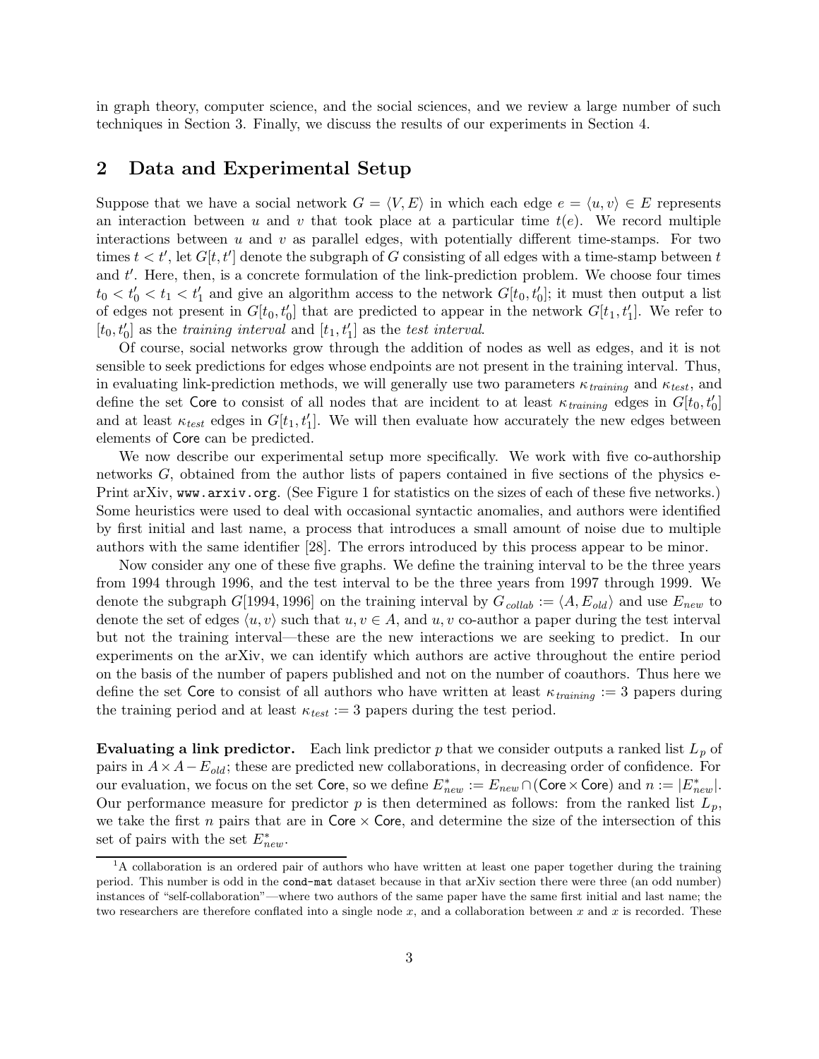in graph theory, computer science, and the social sciences, and we review a large number of such techniques in Section 3. Finally, we discuss the results of our experiments in Section 4.

## 2 Data and Experimental Setup

Suppose that we have a social network $G = \langle V, E \rangle$ in which each edge $e = \langle u, v \rangle \in E$ represents an interaction between $u$ and $v$ that took place at a particular time $t(e)$. We record multiple interactions between $u$ and $v$ as parallel edges, with potentially different time-stamps. For two times $t < t'$, let $G[t, t']$ denote the subgraph of $G$ consisting of all edges with a time-stamp between $t$ and $t'$. Here, then, is a concrete formulation of the link-prediction problem. We choose four times $t_0 < t'_0 < t_1 < t'_1$ and give an algorithm access to the network $G[t_0, t'_0]$; it must then output a list of edges not present in $G[t_0, t'_0]$ that are predicted to appear in the network $G[t_1, t'_1]$. We refer to $[t_0, t'_0]$ as the *training interval* and $[t_1, t'_1]$ as the *test interval*.

Of course, social networks grow through the addition of nodes as well as edges, and it is not sensible to seek predictions for edges whose endpoints are not present in the training interval. Thus, in evaluating link-prediction methods, we will generally use two parameters $\kappa_{training}$ and $\kappa_{test}$, and define the set Core to consist of all nodes that are incident to at least $\kappa_{training}$ edges in $G[t_0, t'_0]$ and at least $\kappa_{test}$ edges in $G[t_1, t'_1]$. We will then evaluate how accurately the new edges between elements of Core can be predicted.

We now describe our experimental setup more specifically. We work with five co-authorship networks $G$, obtained from the author lists of papers contained in five sections of the physics e-Print arXiv, `www.arxiv.org`. (See Figure 1 for statistics on the sizes of each of these five networks.) Some heuristics were used to deal with occasional syntactic anomalies, and authors were identified by first initial and last name, a process that introduces a small amount of noise due to multiple authors with the same identifier [28]. The errors introduced by this process appear to be minor.

Now consider any one of these five graphs. We define the training interval to be the three years from 1994 through 1996, and the test interval to be the three years from 1997 through 1999. We denote the subgraph $G[1994, 1996]$ on the training interval by $G_{collab} := \langle A, E_{old} \rangle$ and use $E_{new}$ to denote the set of edges $\langle u, v \rangle$ such that $u, v \in A$, and $u, v$ co-author a paper during the test interval but not the training interval—these are the new interactions we are seeking to predict. In our experiments on the arXiv, we can identify which authors are active throughout the entire period on the basis of the number of papers published and not on the number of coauthors. Thus here we define the set Core to consist of all authors who have written at least $\kappa_{training} := 3$ papers during the training period and at least $\kappa_{test} := 3$ papers during the test period.

**Evaluating a link predictor.** Each link predictor $p$ that we consider outputs a ranked list $L_p$ of pairs in $A \times A - E_{old}$; these are predicted new collaborations, in decreasing order of confidence. For our evaluation, we focus on the set Core, so we define $E^*_{new} := E_{new} \cap (\text{Core} \times \text{Core})$ and $n := |E^*_{new}|$. Our performance measure for predictor $p$ is then determined as follows: from the ranked list $L_p$, we take the first $n$ pairs that are in Core $\times$ Core, and determine the size of the intersection of this set of pairs with the set $E^*_{new}$.

[1] A collaboration is an ordered pair of authors who have written at least one paper together during the training period. This number is odd in the `cond-mat` dataset because in that arXiv section there were three (an odd number) instances of "self-collaboration"—where two authors of the same paper have the same first initial and last name; the two researchers are therefore conflated into a single node $x$, and a collaboration between $x$ and $x$ is recorded. These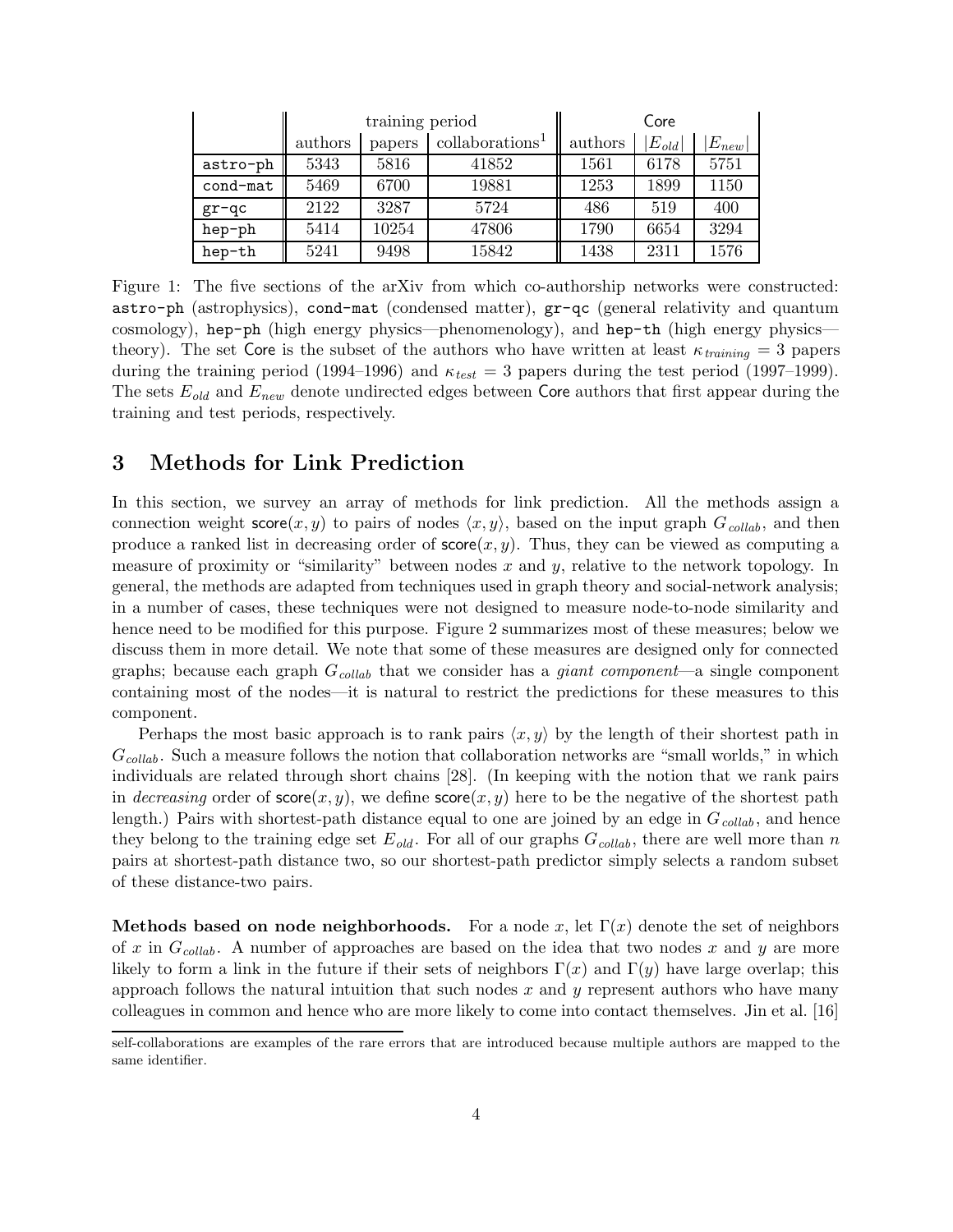| | training period | | | Core | | |
|---|---|---|---|---|---|---|
| | authors | papers | collaborations[1] | authors | $\lvert E_{old} \rvert$ | $\lvert E_{new} \rvert$ |
| astro-ph | 5343 | 5816 | 41852 | 1561 | 6178 | 5751 |
| cond-mat | 5469 | 6700 | 19881 | 1253 | 1899 | 1150 |
| gr-qc | 2122 | 3287 | 5724 | 486 | 519 | 400 |
| hep-ph | 5414 | 10254 | 47806 | 1790 | 6654 | 3294 |
| hep-th | 5241 | 9498 | 15842 | 1438 | 2311 | 1576 |

Figure 1: The five sections of the arXiv from which co-authorship networks were constructed: astro-ph (astrophysics), cond-mat (condensed matter), gr-qc (general relativity and quantum cosmology), hep-ph (high energy physics—phenomenology), and hep-th (high energy physics—theory). The set Core is the subset of the authors who have written at least $\kappa_{training} = 3$ papers during the training period (1994–1996) and $\kappa_{test} = 3$ papers during the test period (1997–1999). The sets $E_{old}$ and $E_{new}$ denote undirected edges between Core authors that first appear during the training and test periods, respectively.

## 3 Methods for Link Prediction

In this section, we survey an array of methods for link prediction. All the methods assign a connection weight $\mathsf{score}(x, y)$ to pairs of nodes $\langle x, y \rangle$, based on the input graph $G_{collab}$, and then produce a ranked list in decreasing order of $\mathsf{score}(x, y)$. Thus, they can be viewed as computing a measure of proximity or "similarity" between nodes $x$ and $y$, relative to the network topology. In general, the methods are adapted from techniques used in graph theory and social-network analysis; in a number of cases, these techniques were not designed to measure node-to-node similarity and hence need to be modified for this purpose. Figure 2 summarizes most of these measures; below we discuss them in more detail. We note that some of these measures are designed only for connected graphs; because each graph $G_{collab}$ that we consider has a *giant component*—a single component containing most of the nodes—it is natural to restrict the predictions for these measures to this component.

Perhaps the most basic approach is to rank pairs $\langle x, y \rangle$ by the length of their shortest path in $G_{collab}$. Such a measure follows the notion that collaboration networks are "small worlds," in which individuals are related through short chains [28]. (In keeping with the notion that we rank pairs in *decreasing* order of $\mathsf{score}(x, y)$, we define $\mathsf{score}(x, y)$ here to be the negative of the shortest path length.) Pairs with shortest-path distance equal to one are joined by an edge in $G_{collab}$, and hence they belong to the training edge set $E_{old}$. For all of our graphs $G_{collab}$, there are well more than $n$ pairs at shortest-path distance two, so our shortest-path predictor simply selects a random subset of these distance-two pairs.

**Methods based on node neighborhoods.** For a node $x$, let $\Gamma(x)$ denote the set of neighbors of $x$ in $G_{collab}$. A number of approaches are based on the idea that two nodes $x$ and $y$ are more likely to form a link in the future if their sets of neighbors $\Gamma(x)$ and $\Gamma(y)$ have large overlap; this approach follows the natural intuition that such nodes $x$ and $y$ represent authors who have many colleagues in common and hence who are more likely to come into contact themselves. Jin et al. [16]

self-collaborations are examples of the rare errors that are introduced because multiple authors are mapped to the same identifier.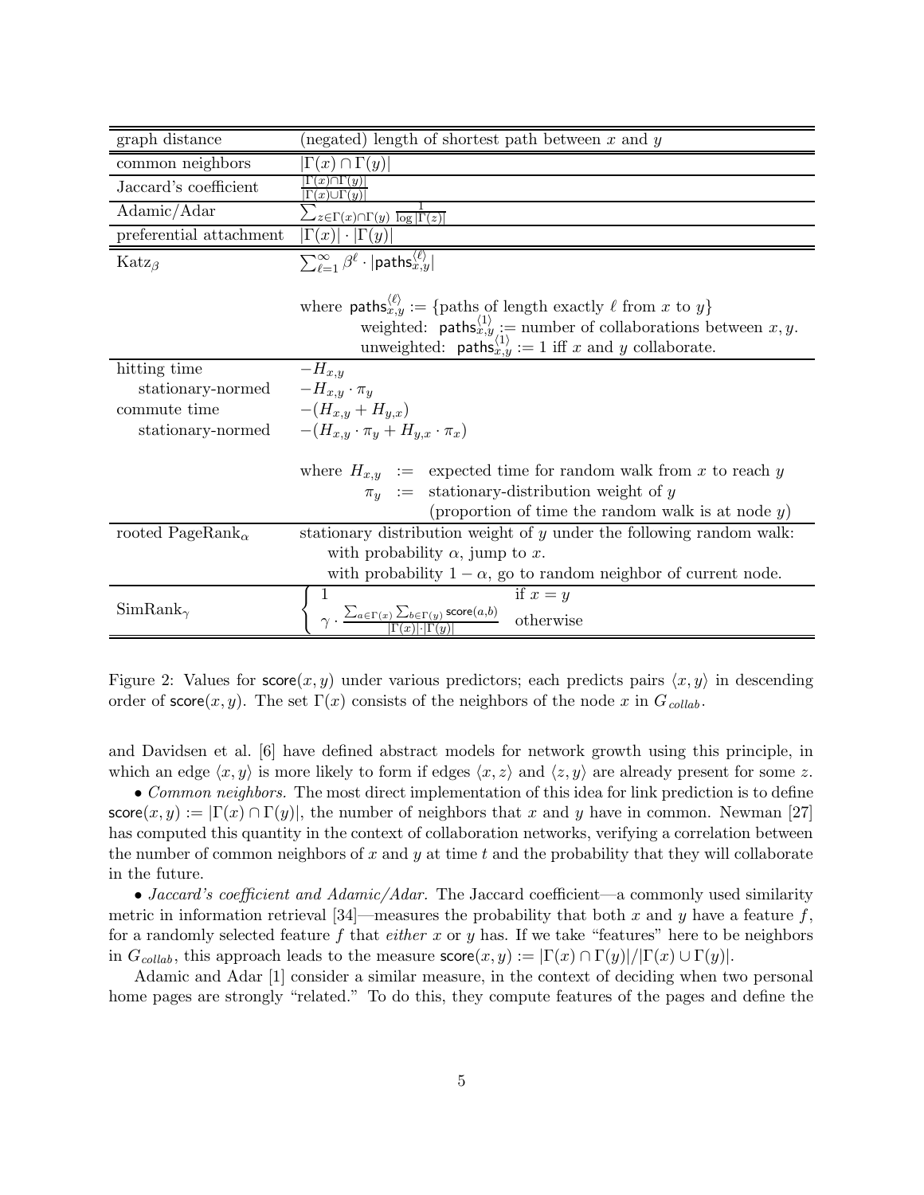| | |
|---|---|
| graph distance | (negated) length of shortest path between $x$ and $y$ |
| common neighbors | $\|\Gamma(x) \cap \Gamma(y)\|$ |
| Jaccard's coefficient | $\frac{\|\Gamma(x) \cap \Gamma(y)\|}{\|\Gamma(x) \cup \Gamma(y)\|}$ |
| Adamic/Adar | $\sum_{z \in \Gamma(x) \cap \Gamma(y)} \frac{1}{\log \|\Gamma(z)\|}$ |
| preferential attachment | $\|\Gamma(x)\| \cdot \|\Gamma(y)\|$ |
| Katz$_\beta$ | $\sum_{\ell=1}^{\infty} \beta^\ell \cdot \|\mathsf{paths}_{x,y}^{\langle \ell \rangle}\|$ <br><br> where $\mathsf{paths}_{x,y}^{\langle \ell \rangle} :=$ {paths of length exactly $\ell$ from $x$ to $y$} <br> weighted: $\mathsf{paths}_{x,y}^{\langle 1 \rangle} :=$ number of collaborations between $x, y$. <br> unweighted: $\mathsf{paths}_{x,y}^{\langle 1 \rangle} := 1$ iff $x$ and $y$ collaborate. |
| hitting time | $-H_{x,y}$ |
| stationary-normed | $-H_{x,y} \cdot \pi_y$ |
| commute time | $-(H_{x,y} + H_{y,x})$ |
| stationary-normed | $-(H_{x,y} \cdot \pi_y + H_{y,x} \cdot \pi_x)$ <br><br> where $H_{x,y}$ := expected time for random walk from $x$ to reach $y$ <br> $\pi_y$ := stationary-distribution weight of $y$ <br> (proportion of time the random walk is at node $y$) |
| rooted PageRank$_\alpha$ | stationary distribution weight of $y$ under the following random walk: <br> with probability $\alpha$, jump to $x$. <br> with probability $1 - \alpha$, go to random neighbor of current node. |
| SimRank$_\gamma$ | $\begin{cases} 1 & \text{if } x = y \\ \gamma \cdot \frac{\sum_{a \in \Gamma(x)} \sum_{b \in \Gamma(y)} \mathsf{score}(a,b)}{\|\Gamma(x)\| \cdot \|\Gamma(y)\|} & \text{otherwise} \end{cases}$ |

Figure 2: Values for $\mathsf{score}(x, y)$ under various predictors; each predicts pairs $\langle x, y \rangle$ in descending order of $\mathsf{score}(x, y)$. The set $\Gamma(x)$ consists of the neighbors of the node $x$ in $G_{collab}$.

and Davidsen et al. [6] have defined abstract models for network growth using this principle, in which an edge $\langle x, y \rangle$ is more likely to form if edges $\langle x, z \rangle$ and $\langle z, y \rangle$ are already present for some $z$.

• *Common neighbors.* The most direct implementation of this idea for link prediction is to define $\mathsf{score}(x, y) := |\Gamma(x) \cap \Gamma(y)|$, the number of neighbors that $x$ and $y$ have in common. Newman [27] has computed this quantity in the context of collaboration networks, verifying a correlation between the number of common neighbors of $x$ and $y$ at time $t$ and the probability that they will collaborate in the future.

• *Jaccard's coefficient and Adamic/Adar.* The Jaccard coefficient—a commonly used similarity metric in information retrieval [34]—measures the probability that both $x$ and $y$ have a feature $f$, for a randomly selected feature $f$ that *either* $x$ or $y$ has. If we take "features" here to be neighbors in $G_{collab}$, this approach leads to the measure $\mathsf{score}(x, y) := |\Gamma(x) \cap \Gamma(y)|/|\Gamma(x) \cup \Gamma(y)|$.

Adamic and Adar [1] consider a similar measure, in the context of deciding when two personal home pages are strongly "related." To do this, they compute features of the pages and define the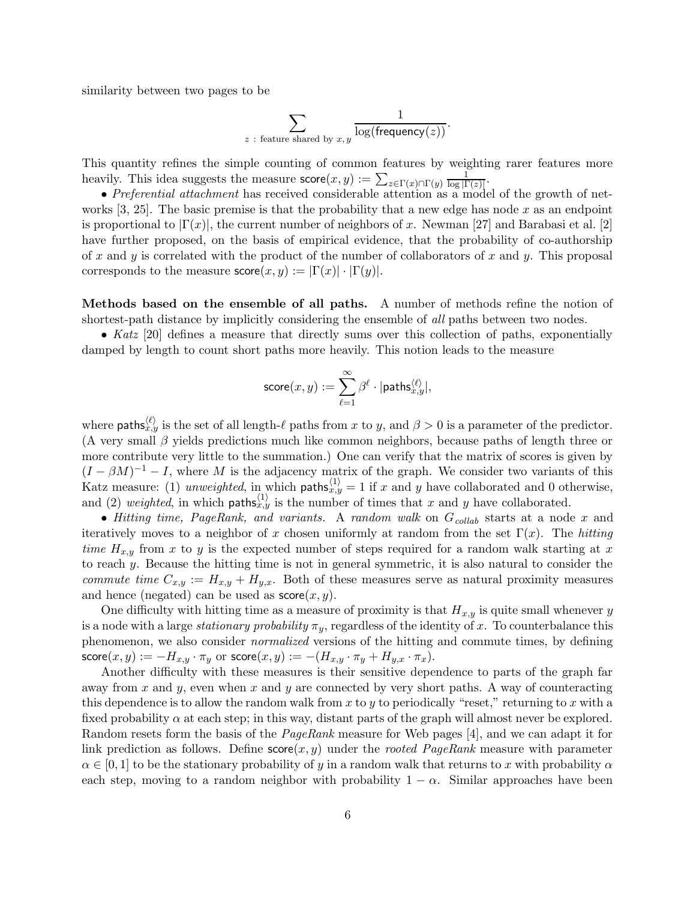similarity between two pages to be

$$\sum_{z\,:\,\text{feature shared by } x,y} \frac{1}{\log(\mathsf{frequency}(z))}.$$

This quantity refines the simple counting of common features by weighting rarer features more heavily. This idea suggests the measure $\mathsf{score}(x,y) := \sum_{z \in \Gamma(x)\cap\Gamma(y)} \frac{1}{\log|\Gamma(z)|}$.

• *Preferential attachment* has received considerable attention as a model of the growth of networks [3, 25]. The basic premise is that the probability that a new edge has node $x$ as an endpoint is proportional to $|\Gamma(x)|$, the current number of neighbors of $x$. Newman [27] and Barabasi et al. [2] have further proposed, on the basis of empirical evidence, that the probability of co-authorship of $x$ and $y$ is correlated with the product of the number of collaborators of $x$ and $y$. This proposal corresponds to the measure $\mathsf{score}(x,y) := |\Gamma(x)| \cdot |\Gamma(y)|$.

**Methods based on the ensemble of all paths.** A number of methods refine the notion of shortest-path distance by implicitly considering the ensemble of *all* paths between two nodes.

• *Katz* [20] defines a measure that directly sums over this collection of paths, exponentially damped by length to count short paths more heavily. This notion leads to the measure

$$\mathsf{score}(x,y) := \sum_{\ell=1}^{\infty} \beta^{\ell} \cdot |\mathsf{paths}_{x,y}^{\langle \ell \rangle}|,$$

where $\mathsf{paths}_{x,y}^{\langle \ell \rangle}$ is the set of all length-$\ell$ paths from $x$ to $y$, and $\beta > 0$ is a parameter of the predictor. (A very small $\beta$ yields predictions much like common neighbors, because paths of length three or more contribute very little to the summation.) One can verify that the matrix of scores is given by $(I - \beta M)^{-1} - I$, where $M$ is the adjacency matrix of the graph. We consider two variants of this Katz measure: (1) *unweighted*, in which $\mathsf{paths}_{x,y}^{\langle 1 \rangle} = 1$ if $x$ and $y$ have collaborated and 0 otherwise, and (2) *weighted*, in which $\mathsf{paths}_{x,y}^{\langle 1 \rangle}$ is the number of times that $x$ and $y$ have collaborated.

• *Hitting time, PageRank, and variants.* A *random walk* on $G_{collab}$ starts at a node $x$ and iteratively moves to a neighbor of $x$ chosen uniformly at random from the set $\Gamma(x)$. The *hitting time* $H_{x,y}$ from $x$ to $y$ is the expected number of steps required for a random walk starting at $x$ to reach $y$. Because the hitting time is not in general symmetric, it is also natural to consider the *commute time* $C_{x,y} := H_{x,y} + H_{y,x}$. Both of these measures serve as natural proximity measures and hence (negated) can be used as $\mathsf{score}(x,y)$.

One difficulty with hitting time as a measure of proximity is that $H_{x,y}$ is quite small whenever $y$ is a node with a large *stationary probability* $\pi_y$, regardless of the identity of $x$. To counterbalance this phenomenon, we also consider *normalized* versions of the hitting and commute times, by defining $\mathsf{score}(x,y) := -H_{x,y} \cdot \pi_y$ or $\mathsf{score}(x,y) := -(H_{x,y} \cdot \pi_y + H_{y,x} \cdot \pi_x)$.

Another difficulty with these measures is their sensitive dependence to parts of the graph far away from $x$ and $y$, even when $x$ and $y$ are connected by very short paths. A way of counteracting this dependence is to allow the random walk from $x$ to $y$ to periodically "reset," returning to $x$ with a fixed probability $\alpha$ at each step; in this way, distant parts of the graph will almost never be explored. Random resets form the basis of the *PageRank* measure for Web pages [4], and we can adapt it for link prediction as follows. Define $\mathsf{score}(x,y)$ under the *rooted PageRank* measure with parameter $\alpha \in [0,1]$ to be the stationary probability of $y$ in a random walk that returns to $x$ with probability $\alpha$ each step, moving to a random neighbor with probability $1 - \alpha$. Similar approaches have been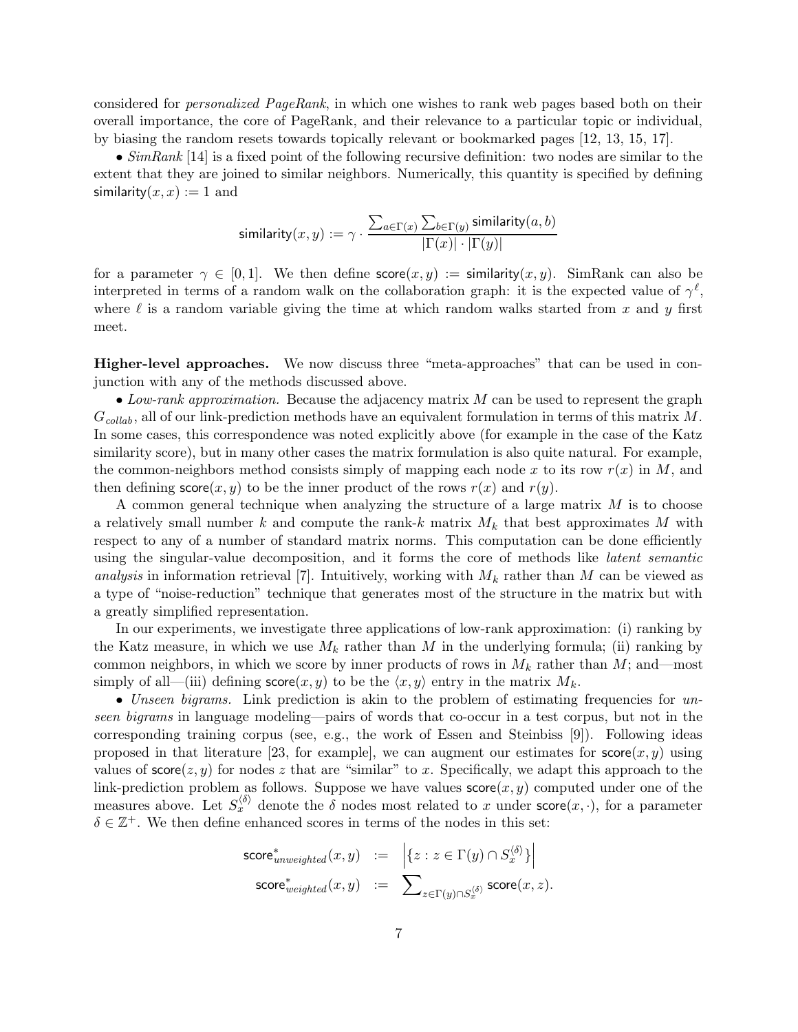considered for *personalized PageRank*, in which one wishes to rank web pages based both on their overall importance, the core of PageRank, and their relevance to a particular topic or individual, by biasing the random resets towards topically relevant or bookmarked pages [12, 13, 15, 17].

• *SimRank* [14] is a fixed point of the following recursive definition: two nodes are similar to the extent that they are joined to similar neighbors. Numerically, this quantity is specified by defining $\mathsf{similarity}(x, x) := 1$ and

$$\mathsf{similarity}(x, y) := \gamma \cdot \frac{\sum_{a \in \Gamma(x)} \sum_{b \in \Gamma(y)} \mathsf{similarity}(a, b)}{|\Gamma(x)| \cdot |\Gamma(y)|}$$

for a parameter $\gamma \in [0, 1]$. We then define $\mathsf{score}(x, y) := \mathsf{similarity}(x, y)$. SimRank can also be interpreted in terms of a random walk on the collaboration graph: it is the expected value of $\gamma^{\ell}$, where $\ell$ is a random variable giving the time at which random walks started from $x$ and $y$ first meet.

**Higher-level approaches.** We now discuss three "meta-approaches" that can be used in conjunction with any of the methods discussed above.

• *Low-rank approximation.* Because the adjacency matrix $M$ can be used to represent the graph $G_{collab}$, all of our link-prediction methods have an equivalent formulation in terms of this matrix $M$. In some cases, this correspondence was noted explicitly above (for example in the case of the Katz similarity score), but in many other cases the matrix formulation is also quite natural. For example, the common-neighbors method consists simply of mapping each node $x$ to its row $r(x)$ in $M$, and then defining $\mathsf{score}(x, y)$ to be the inner product of the rows $r(x)$ and $r(y)$.

A common general technique when analyzing the structure of a large matrix $M$ is to choose a relatively small number $k$ and compute the rank-$k$ matrix $M_k$ that best approximates $M$ with respect to any of a number of standard matrix norms. This computation can be done efficiently using the singular-value decomposition, and it forms the core of methods like *latent semantic analysis* in information retrieval [7]. Intuitively, working with $M_k$ rather than $M$ can be viewed as a type of "noise-reduction" technique that generates most of the structure in the matrix but with a greatly simplified representation.

In our experiments, we investigate three applications of low-rank approximation: (i) ranking by the Katz measure, in which we use $M_k$ rather than $M$ in the underlying formula; (ii) ranking by common neighbors, in which we score by inner products of rows in $M_k$ rather than $M$; and—most simply of all—(iii) defining $\mathsf{score}(x, y)$ to be the $\langle x, y \rangle$ entry in the matrix $M_k$.

• *Unseen bigrams.* Link prediction is akin to the problem of estimating frequencies for *unseen bigrams* in language modeling—pairs of words that co-occur in a test corpus, but not in the corresponding training corpus (see, e.g., the work of Essen and Steinbiss [9]). Following ideas proposed in that literature [23, for example], we can augment our estimates for $\mathsf{score}(x, y)$ using values of $\mathsf{score}(z, y)$ for nodes $z$ that are "similar" to $x$. Specifically, we adapt this approach to the link-prediction problem as follows. Suppose we have values $\mathsf{score}(x, y)$ computed under one of the measures above. Let $S_x^{\langle \delta \rangle}$ denote the $\delta$ nodes most related to $x$ under $\mathsf{score}(x, \cdot)$, for a parameter $\delta \in \mathbb{Z}^+$. We then define enhanced scores in terms of the nodes in this set:

$$\begin{aligned}
\mathsf{score}^*_{unweighted}(x, y) &:= \left| \{ z : z \in \Gamma(y) \cap S_x^{\langle \delta \rangle} \} \right| \\
\mathsf{score}^*_{weighted}(x, y) &:= \sum\nolimits_{z \in \Gamma(y) \cap S_x^{\langle \delta \rangle}} \mathsf{score}(x, z).
\end{aligned}$$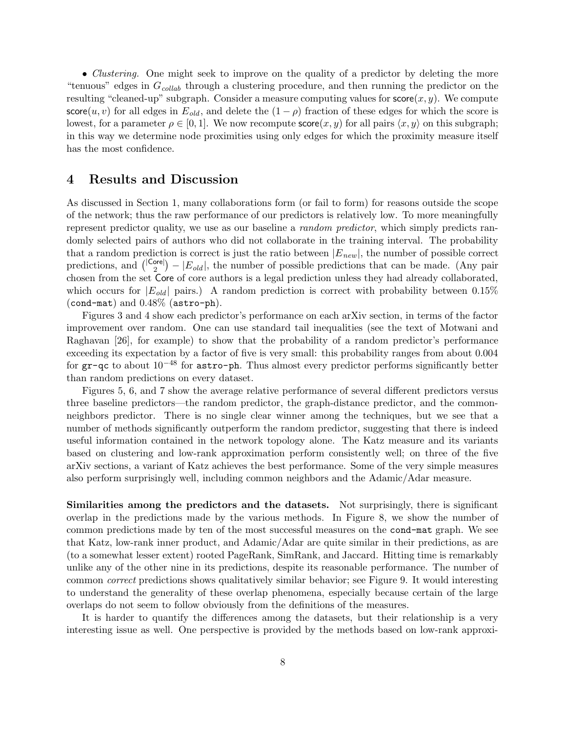• *Clustering.* One might seek to improve on the quality of a predictor by deleting the more "tenuous" edges in $G_{collab}$ through a clustering procedure, and then running the predictor on the resulting "cleaned-up" subgraph. Consider a measure computing values for $\mathsf{score}(x, y)$. We compute $\mathsf{score}(u, v)$ for all edges in $E_{old}$, and delete the $(1 - \rho)$ fraction of these edges for which the score is lowest, for a parameter $\rho \in [0, 1]$. We now recompute $\mathsf{score}(x, y)$ for all pairs $\langle x, y \rangle$ on this subgraph; in this way we determine node proximities using only edges for which the proximity measure itself has the most confidence.

# 4 Results and Discussion

As discussed in Section 1, many collaborations form (or fail to form) for reasons outside the scope of the network; thus the raw performance of our predictors is relatively low. To more meaningfully represent predictor quality, we use as our baseline a *random predictor*, which simply predicts randomly selected pairs of authors who did not collaborate in the training interval. The probability that a random prediction is correct is just the ratio between $|E_{new}|$, the number of possible correct predictions, and $\binom{|\mathsf{Core}|}{2} - |E_{old}|$, the number of possible predictions that can be made. (Any pair chosen from the set $\mathsf{Core}$ of core authors is a legal prediction unless they had already collaborated, which occurs for $|E_{old}|$ pairs.) A random prediction is correct with probability between 0.15% (`cond-mat`) and 0.48% (`astro-ph`).

Figures 3 and 4 show each predictor's performance on each arXiv section, in terms of the factor improvement over random. One can use standard tail inequalities (see the text of Motwani and Raghavan [26], for example) to show that the probability of a random predictor's performance exceeding its expectation by a factor of five is very small: this probability ranges from about 0.004 for `gr-qc` to about $10^{-48}$ for `astro-ph`. Thus almost every predictor performs significantly better than random predictions on every dataset.

Figures 5, 6, and 7 show the average relative performance of several different predictors versus three baseline predictors—the random predictor, the graph-distance predictor, and the common-neighbors predictor. There is no single clear winner among the techniques, but we see that a number of methods significantly outperform the random predictor, suggesting that there is indeed useful information contained in the network topology alone. The Katz measure and its variants based on clustering and low-rank approximation perform consistently well; on three of the five arXiv sections, a variant of Katz achieves the best performance. Some of the very simple measures also perform surprisingly well, including common neighbors and the Adamic/Adar measure.

**Similarities among the predictors and the datasets.** Not surprisingly, there is significant overlap in the predictions made by the various methods. In Figure 8, we show the number of common predictions made by ten of the most successful measures on the `cond-mat` graph. We see that Katz, low-rank inner product, and Adamic/Adar are quite similar in their predictions, as are (to a somewhat lesser extent) rooted PageRank, SimRank, and Jaccard. Hitting time is remarkably unlike any of the other nine in its predictions, despite its reasonable performance. The number of common *correct* predictions shows qualitatively similar behavior; see Figure 9. It would interesting to understand the generality of these overlap phenomena, especially because certain of the large overlaps do not seem to follow obviously from the definitions of the measures.

It is harder to quantify the differences among the datasets, but their relationship is a very interesting issue as well. One perspective is provided by the methods based on low-rank approxi-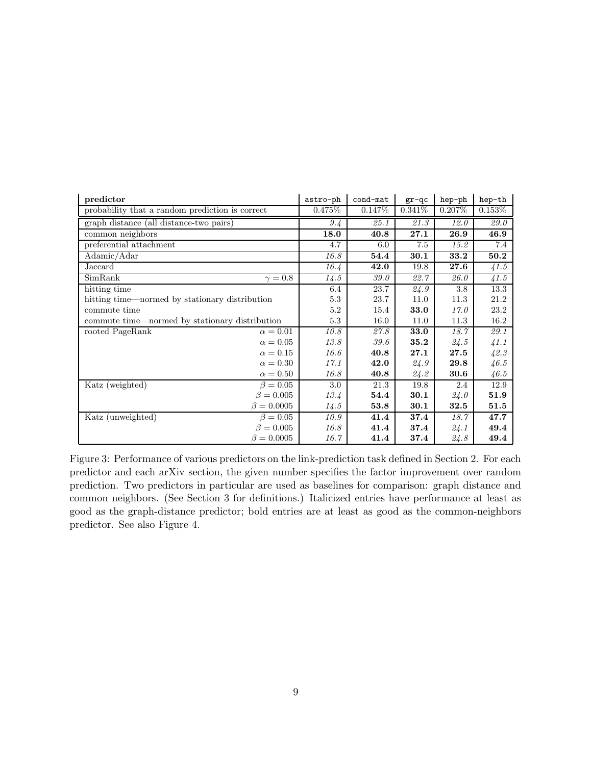| **predictor** | | `astro-ph` | `cond-mat` | `gr-qc` | `hep-ph` | `hep-th` |
|---|---|---|---|---|---|---|
| probability that a random prediction is correct | | 0.475% | 0.147% | 0.341% | 0.207% | 0.153% |
| graph distance (all distance-two pairs) | | *9.4* | *25.1* | *21.3* | *12.0* | *29.0* |
| common neighbors | | **18.0** | **40.8** | **27.1** | **26.9** | **46.9** |
| preferential attachment | | 4.7 | 6.0 | 7.5 | *15.2* | 7.4 |
| Adamic/Adar | | *16.8* | **54.4** | **30.1** | **33.2** | **50.2** |
| Jaccard | | *16.4* | **42.0** | 19.8 | **27.6** | *41.5* |
| SimRank | $\gamma = 0.8$ | *14.5* | *39.0* | *22.7* | *26.0* | *41.5* |
| hitting time | | 6.4 | 23.7 | *24.9* | 3.8 | 13.3 |
| hitting time—normed by stationary distribution | | 5.3 | 23.7 | 11.0 | 11.3 | 21.2 |
| commute time | | 5.2 | 15.4 | **33.0** | *17.0* | 23.2 |
| commute time—normed by stationary distribution | | 5.3 | 16.0 | 11.0 | 11.3 | 16.2 |
| rooted PageRank | $\alpha = 0.01$ | *10.8* | *27.8* | **33.0** | *18.7* | *29.1* |
| | $\alpha = 0.05$ | *13.8* | *39.6* | **35.2** | *24.5* | *41.1* |
| | $\alpha = 0.15$ | *16.6* | **40.8** | **27.1** | **27.5** | *42.3* |
| | $\alpha = 0.30$ | *17.1* | **42.0** | *24.9* | **29.8** | *46.5* |
| | $\alpha = 0.50$ | *16.8* | **40.8** | *24.2* | **30.6** | *46.5* |
| Katz (weighted) | $\beta = 0.05$ | 3.0 | 21.3 | 19.8 | 2.4 | 12.9 |
| | $\beta = 0.005$ | *13.4* | **54.4** | **30.1** | *24.0* | **51.9** |
| | $\beta = 0.0005$ | *14.5* | **53.8** | **30.1** | **32.5** | **51.5** |
| Katz (unweighted) | $\beta = 0.05$ | *10.9* | **41.4** | **37.4** | *18.7* | **47.7** |
| | $\beta = 0.005$ | *16.8* | **41.4** | **37.4** | *24.1* | **49.4** |
| | $\beta = 0.0005$ | *16.7* | **41.4** | **37.4** | *24.8* | **49.4** |

Figure 3: Performance of various predictors on the link-prediction task defined in Section 2. For each predictor and each arXiv section, the given number specifies the factor improvement over random prediction. Two predictors in particular are used as baselines for comparison: graph distance and common neighbors. (See Section 3 for definitions.) Italicized entries have performance at least as good as the graph-distance predictor; bold entries are at least as good as the common-neighbors predictor. See also Figure 4.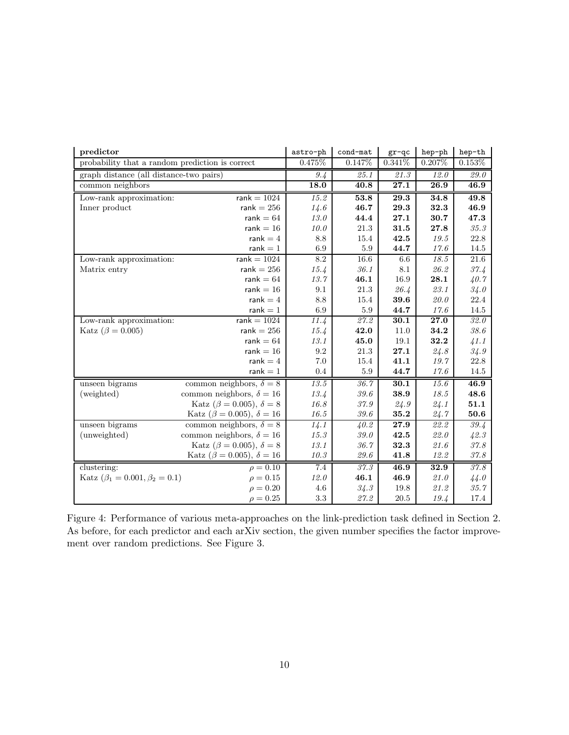| **predictor** | | astro-ph | cond-mat | gr-qc | hep-ph | hep-th |
|---|---|---|---|---|---|---|
| probability that a random prediction is correct | | 0.475% | 0.147% | 0.341% | 0.207% | 0.153% |
| graph distance (all distance-two pairs) | | *9.4* | *25.1* | *21.3* | *12.0* | *29.0* |
| common neighbors | | **18.0** | **40.8** | **27.1** | **26.9** | **46.9** |
| Low-rank approximation: | rank = 1024 | *15.2* | **53.8** | **29.3** | **34.8** | **49.8** |
| Inner product | rank = 256 | *14.6* | **46.7** | **29.3** | **32.3** | **46.9** |
| | rank = 64 | *13.0* | **44.4** | **27.1** | **30.7** | **47.3** |
| | rank = 16 | *10.0* | 21.3 | **31.5** | **27.8** | *35.3* |
| | rank = 4 | 8.8 | 15.4 | **42.5** | *19.5* | 22.8 |
| | rank = 1 | 6.9 | 5.9 | **44.7** | *17.6* | 14.5 |
| Low-rank approximation: | rank = 1024 | 8.2 | 16.6 | 6.6 | *18.5* | 21.6 |
| Matrix entry | rank = 256 | *15.4* | *36.1* | 8.1 | *26.2* | *37.4* |
| | rank = 64 | *13.7* | **46.1** | 16.9 | **28.1** | *40.7* |
| | rank = 16 | 9.1 | 21.3 | *26.4* | *23.1* | *34.0* |
| | rank = 4 | 8.8 | 15.4 | **39.6** | *20.0* | 22.4 |
| | rank = 1 | 6.9 | 5.9 | **44.7** | *17.6* | 14.5 |
| Low-rank approximation: | rank = 1024 | *11.4* | *27.2* | **30.1** | **27.0** | *32.0* |
| Katz ($\beta = 0.005$) | rank = 256 | *15.4* | **42.0** | 11.0 | **34.2** | *38.6* |
| | rank = 64 | *13.1* | **45.0** | 19.1 | **32.2** | *41.1* |
| | rank = 16 | 9.2 | 21.3 | **27.1** | *24.8* | *34.9* |
| | rank = 4 | 7.0 | 15.4 | **41.1** | *19.7* | 22.8 |
| | rank = 1 | 0.4 | 5.9 | **44.7** | *17.6* | 14.5 |
| unseen bigrams | common neighbors, $\delta = 8$ | *13.5* | *36.7* | **30.1** | *15.6* | **46.9** |
| (weighted) | common neighbors, $\delta = 16$ | *13.4* | *39.6* | **38.9** | *18.5* | **48.6** |
| | Katz ($\beta = 0.005$), $\delta = 8$ | *16.8* | *37.9* | *24.9* | *24.1* | **51.1** |
| | Katz ($\beta = 0.005$), $\delta = 16$ | *16.5* | *39.6* | **35.2** | *24.7* | **50.6** |
| unseen bigrams | common neighbors, $\delta = 8$ | *14.1* | *40.2* | **27.9** | *22.2* | *39.4* |
| (unweighted) | common neighbors, $\delta = 16$ | *15.3* | *39.0* | **42.5** | *22.0* | *42.3* |
| | Katz ($\beta = 0.005$), $\delta = 8$ | *13.1* | *36.7* | **32.3** | *21.6* | *37.8* |
| | Katz ($\beta = 0.005$), $\delta = 16$ | *10.3* | *29.6* | **41.8** | *12.2* | *37.8* |
| clustering: | $\rho = 0.10$ | 7.4 | *37.3* | **46.9** | **32.9** | *37.8* |
| Katz ($\beta_1 = 0.001, \beta_2 = 0.1$) | $\rho = 0.15$ | *12.0* | **46.1** | **46.9** | *21.0* | *44.0* |
| | $\rho = 0.20$ | 4.6 | *34.3* | 19.8 | *21.2* | *35.7* |
| | $\rho = 0.25$ | 3.3 | *27.2* | 20.5 | *19.4* | 17.4 |

Figure 4: Performance of various meta-approaches on the link-prediction task defined in Section 2. As before, for each predictor and each arXiv section, the given number specifies the factor improvement over random predictions. See Figure 3.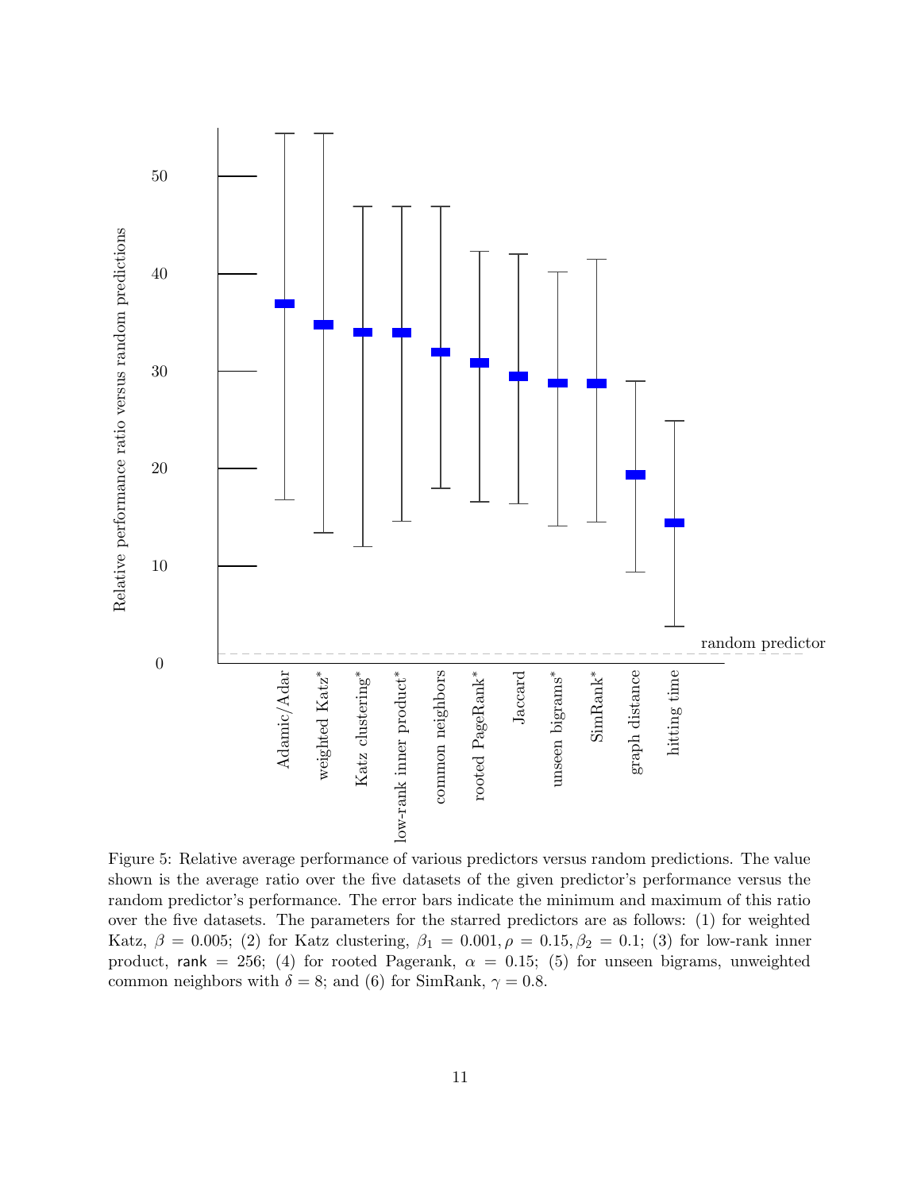Figure 5: Relative average performance of various predictors versus random predictions. The value shown is the average ratio over the five datasets of the given predictor's performance versus the random predictor's performance. The error bars indicate the minimum and maximum of this ratio over the five datasets. The parameters for the starred predictors are as follows: (1) for weighted Katz, $\beta = 0.005$; (2) for Katz clustering, $\beta_1 = 0.001, \rho = 0.15, \beta_2 = 0.1$; (3) for low-rank inner product, $\mathsf{rank} = 256$; (4) for rooted Pagerank, $\alpha = 0.15$; (5) for unseen bigrams, unweighted common neighbors with $\delta = 8$; and (6) for SimRank, $\gamma = 0.8$.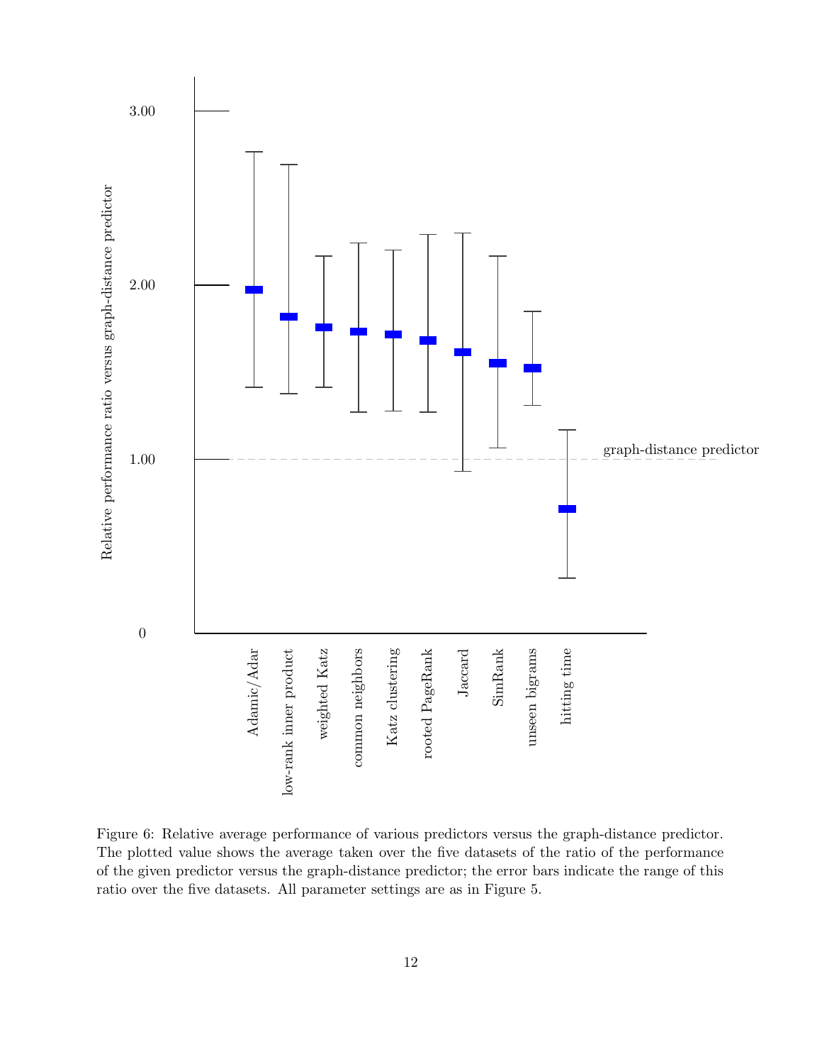Figure 6: Relative average performance of various predictors versus the graph-distance predictor. The plotted value shows the average taken over the five datasets of the ratio of the performance of the given predictor versus the graph-distance predictor; the error bars indicate the range of this ratio over the five datasets. All parameter settings are as in Figure 5.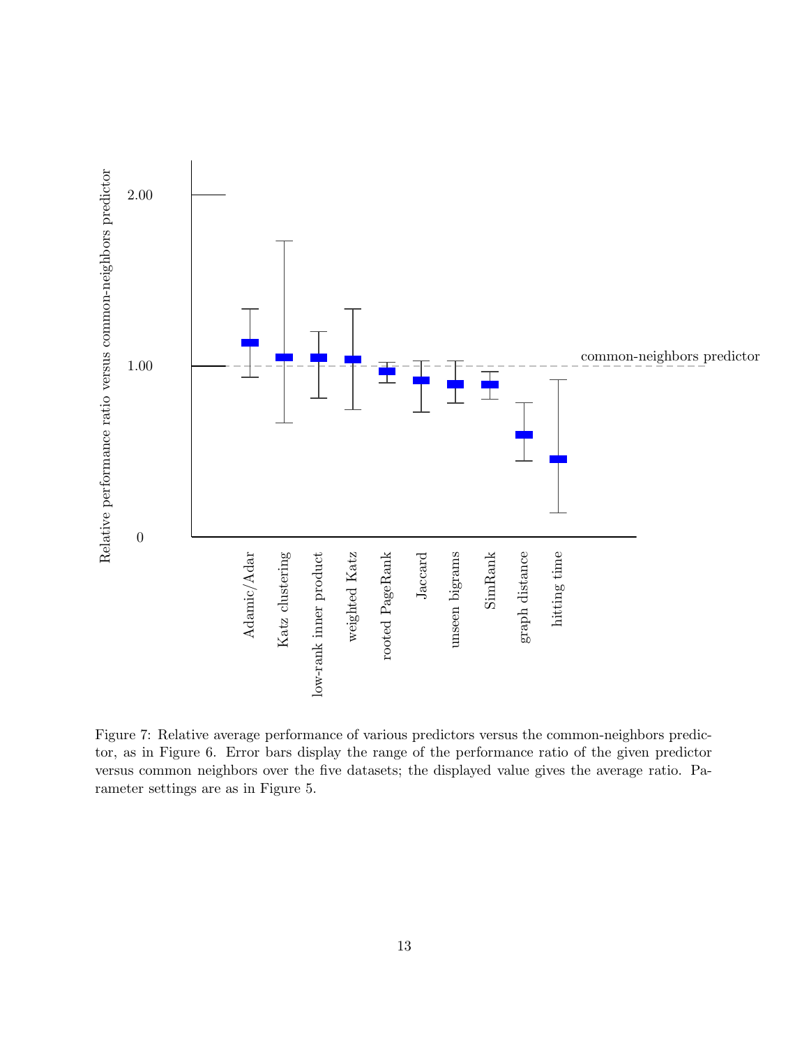Figure 7: Relative average performance of various predictors versus the common-neighbors predictor, as in Figure 6. Error bars display the range of the performance ratio of the given predictor versus common neighbors over the five datasets; the displayed value gives the average ratio. Parameter settings are as in Figure 5.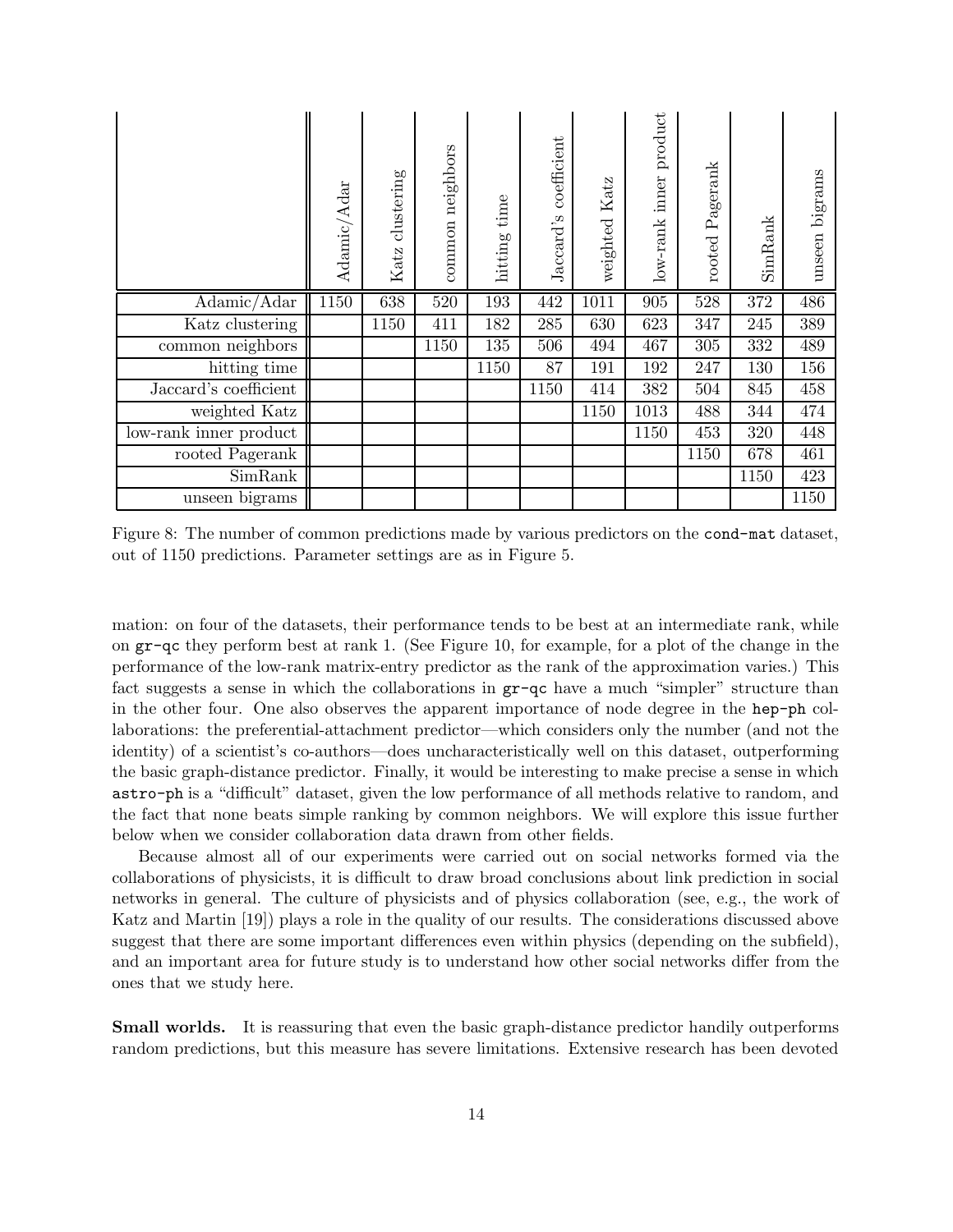| | Adamic/Adar | Katz clustering | common neighbors | hitting time | Jaccard's coefficient | weighted Katz | low-rank inner product | rooted Pagerank | SimRank | unseen bigrams |
|---|---|---|---|---|---|---|---|---|---|---|
| Adamic/Adar | 1150 | 638 | 520 | 193 | 442 | 1011 | 905 | 528 | 372 | 486 |
| Katz clustering | | 1150 | 411 | 182 | 285 | 630 | 623 | 347 | 245 | 389 |
| common neighbors | | | 1150 | 135 | 506 | 494 | 467 | 305 | 332 | 489 |
| hitting time | | | | 1150 | 87 | 191 | 192 | 247 | 130 | 156 |
| Jaccard's coefficient | | | | | 1150 | 414 | 382 | 504 | 845 | 458 |
| weighted Katz | | | | | | 1150 | 1013 | 488 | 344 | 474 |
| low-rank inner product | | | | | | | 1150 | 453 | 320 | 448 |
| rooted Pagerank | | | | | | | | 1150 | 678 | 461 |
| SimRank | | | | | | | | | 1150 | 423 |
| unseen bigrams | | | | | | | | | | 1150 |

Figure 8: The number of common predictions made by various predictors on the `cond-mat` dataset, out of 1150 predictions. Parameter settings are as in Figure 5.

mation: on four of the datasets, their performance tends to be best at an intermediate rank, while on `gr-qc` they perform best at rank 1. (See Figure 10, for example, for a plot of the change in the performance of the low-rank matrix-entry predictor as the rank of the approximation varies.) This fact suggests a sense in which the collaborations in `gr-qc` have a much "simpler" structure than in the other four. One also observes the apparent importance of node degree in the `hep-ph` collaborations: the preferential-attachment predictor—which considers only the number (and not the identity) of a scientist's co-authors—does uncharacteristically well on this dataset, outperforming the basic graph-distance predictor. Finally, it would be interesting to make precise a sense in which `astro-ph` is a "difficult" dataset, given the low performance of all methods relative to random, and the fact that none beats simple ranking by common neighbors. We will explore this issue further below when we consider collaboration data drawn from other fields.

Because almost all of our experiments were carried out on social networks formed via the collaborations of physicists, it is difficult to draw broad conclusions about link prediction in social networks in general. The culture of physicists and of physics collaboration (see, e.g., the work of Katz and Martin [19]) plays a role in the quality of our results. The considerations discussed above suggest that there are some important differences even within physics (depending on the subfield), and an important area for future study is to understand how other social networks differ from the ones that we study here.

**Small worlds.** It is reassuring that even the basic graph-distance predictor handily outperforms random predictions, but this measure has severe limitations. Extensive research has been devoted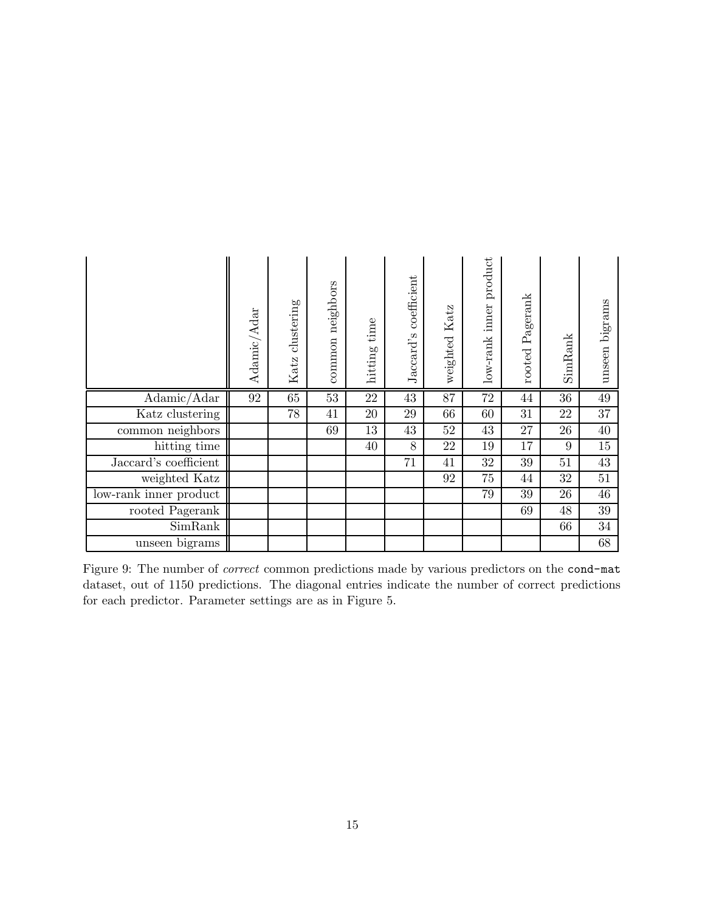| | Adamic/Adar | Katz clustering | common neighbors | hitting time | Jaccard's coefficient | weighted Katz | low-rank inner product | rooted Pagerank | SimRank | unseen bigrams |
|---|---|---|---|---|---|---|---|---|---|---|
| Adamic/Adar | 92 | 65 | 53 | 22 | 43 | 87 | 72 | 44 | 36 | 49 |
| Katz clustering | | 78 | 41 | 20 | 29 | 66 | 60 | 31 | 22 | 37 |
| common neighbors | | | 69 | 13 | 43 | 52 | 43 | 27 | 26 | 40 |
| hitting time | | | | 40 | 8 | 22 | 19 | 17 | 9 | 15 |
| Jaccard's coefficient | | | | | 71 | 41 | 32 | 39 | 51 | 43 |
| weighted Katz | | | | | | 92 | 75 | 44 | 32 | 51 |
| low-rank inner product | | | | | | | 79 | 39 | 26 | 46 |
| rooted Pagerank | | | | | | | | 69 | 48 | 39 |
| SimRank | | | | | | | | | 66 | 34 |
| unseen bigrams | | | | | | | | | | 68 |

Figure 9: The number of *correct* common predictions made by various predictors on the `cond-mat` dataset, out of 1150 predictions. The diagonal entries indicate the number of correct predictions for each predictor. Parameter settings are as in Figure 5.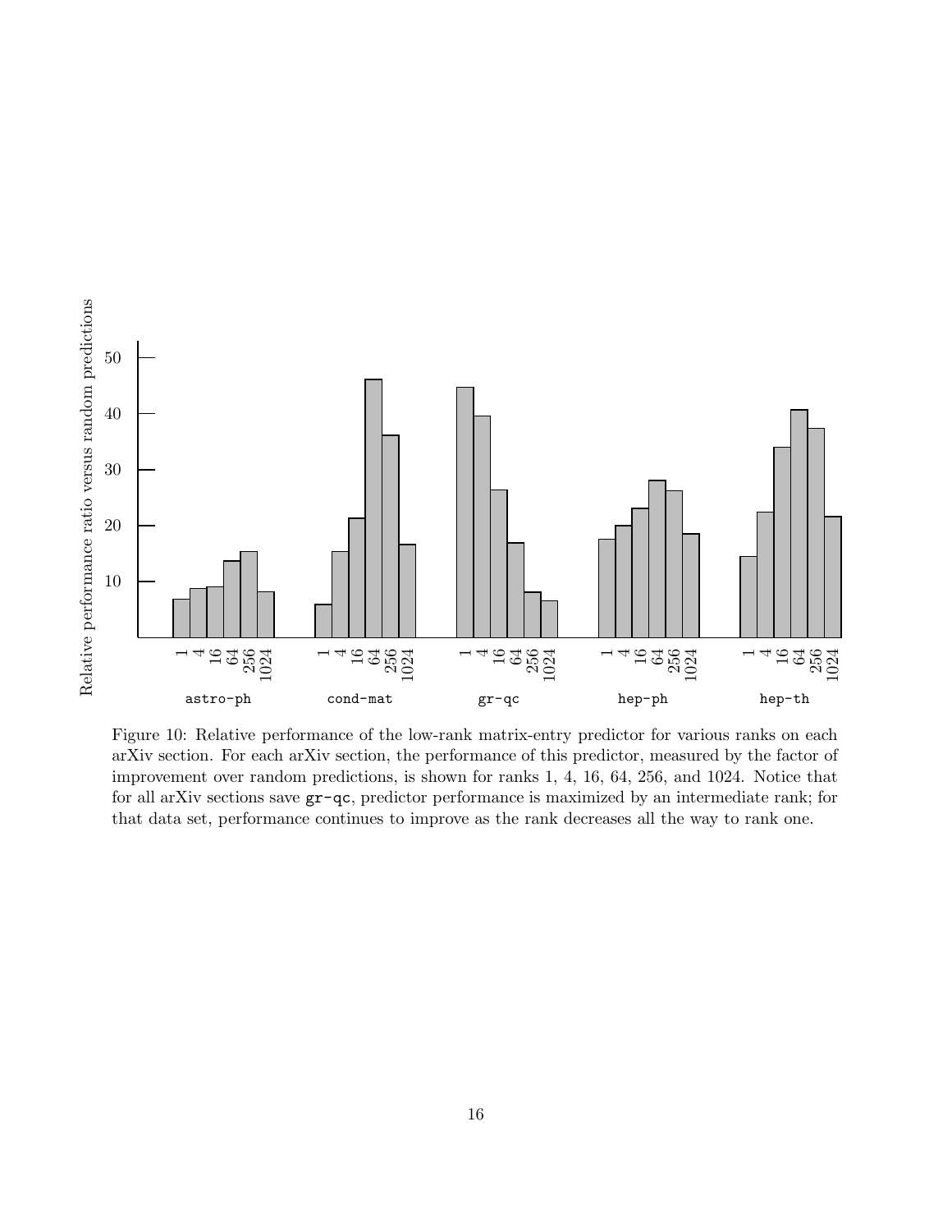Figure 10: Relative performance of the low-rank matrix-entry predictor for various ranks on each arXiv section. For each arXiv section, the performance of this predictor, measured by the factor of improvement over random predictions, is shown for ranks 1, 4, 16, 64, 256, and 1024. Notice that for all arXiv sections save `gr-qc`, predictor performance is maximized by an intermediate rank; for that data set, performance continues to improve as the rank decreases all the way to rank one.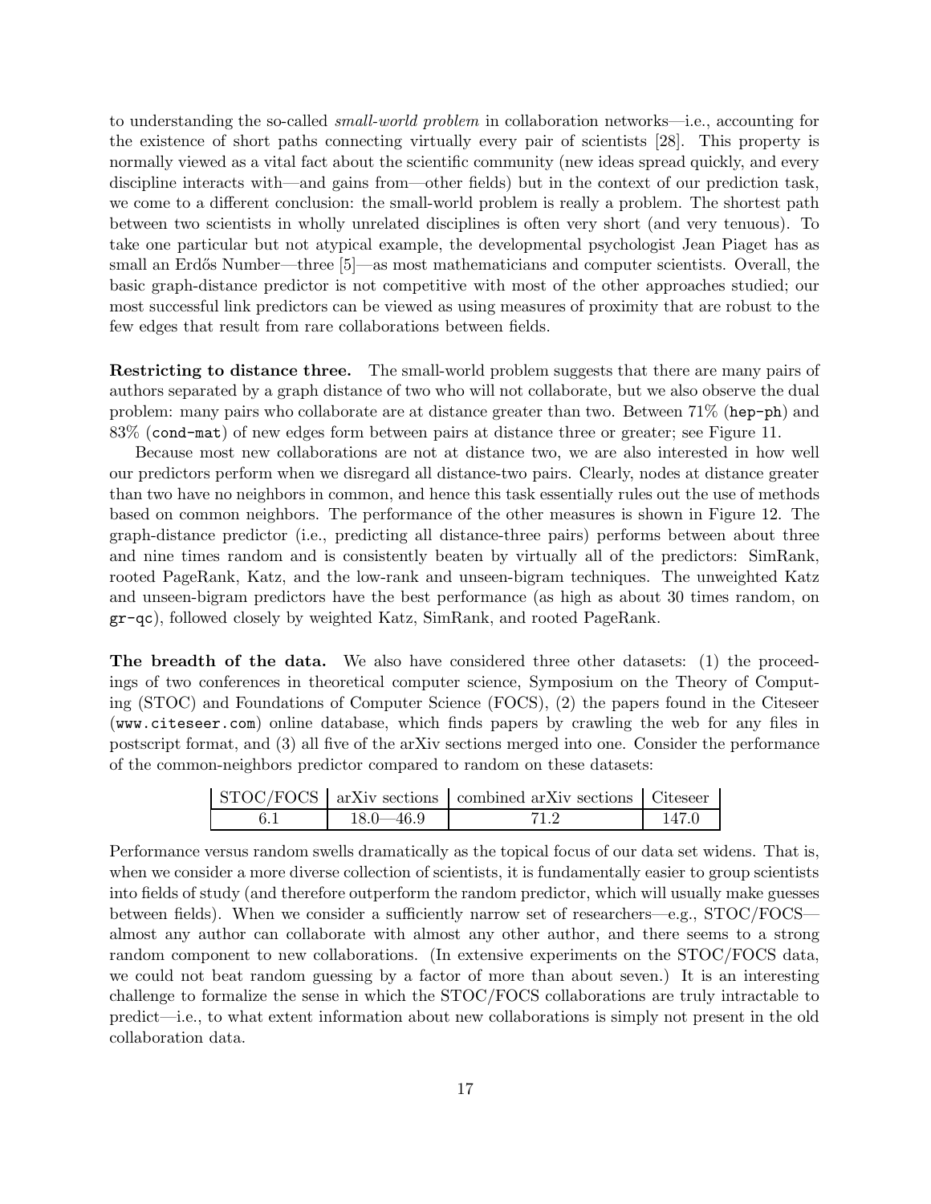to understanding the so-called *small-world problem* in collaboration networks—i.e., accounting for the existence of short paths connecting virtually every pair of scientists [28]. This property is normally viewed as a vital fact about the scientific community (new ideas spread quickly, and every discipline interacts with—and gains from—other fields) but in the context of our prediction task, we come to a different conclusion: the small-world problem is really a problem. The shortest path between two scientists in wholly unrelated disciplines is often very short (and very tenuous). To take one particular but not atypical example, the developmental psychologist Jean Piaget has as small an Erdős Number—three [5]—as most mathematicians and computer scientists. Overall, the basic graph-distance predictor is not competitive with most of the other approaches studied; our most successful link predictors can be viewed as using measures of proximity that are robust to the few edges that result from rare collaborations between fields.

**Restricting to distance three.** The small-world problem suggests that there are many pairs of authors separated by a graph distance of two who will not collaborate, but we also observe the dual problem: many pairs who collaborate are at distance greater than two. Between 71% (`hep-ph`) and 83% (`cond-mat`) of new edges form between pairs at distance three or greater; see Figure 11.

Because most new collaborations are not at distance two, we are also interested in how well our predictors perform when we disregard all distance-two pairs. Clearly, nodes at distance greater than two have no neighbors in common, and hence this task essentially rules out the use of methods based on common neighbors. The performance of the other measures is shown in Figure 12. The graph-distance predictor (i.e., predicting all distance-three pairs) performs between about three and nine times random and is consistently beaten by virtually all of the predictors: SimRank, rooted PageRank, Katz, and the low-rank and unseen-bigram techniques. The unweighted Katz and unseen-bigram predictors have the best performance (as high as about 30 times random, on `gr-qc`), followed closely by weighted Katz, SimRank, and rooted PageRank.

**The breadth of the data.** We also have considered three other datasets: (1) the proceedings of two conferences in theoretical computer science, Symposium on the Theory of Computing (STOC) and Foundations of Computer Science (FOCS), (2) the papers found in the Citeseer (`www.citeseer.com`) online database, which finds papers by crawling the web for any files in postscript format, and (3) all five of the arXiv sections merged into one. Consider the performance of the common-neighbors predictor compared to random on these datasets:

| STOC/FOCS | arXiv sections | combined arXiv sections | Citeseer |
|---|---|---|---|
| 6.1 | 18.0—46.9 | 71.2 | 147.0 |

Performance versus random swells dramatically as the topical focus of our data set widens. That is, when we consider a more diverse collection of scientists, it is fundamentally easier to group scientists into fields of study (and therefore outperform the random predictor, which will usually make guesses between fields). When we consider a sufficiently narrow set of researchers—e.g., STOC/FOCS—almost any author can collaborate with almost any other author, and there seems to a strong random component to new collaborations. (In extensive experiments on the STOC/FOCS data, we could not beat random guessing by a factor of more than about seven.) It is an interesting challenge to formalize the sense in which the STOC/FOCS collaborations are truly intractable to predict—i.e., to what extent information about new collaborations is simply not present in the old collaboration data.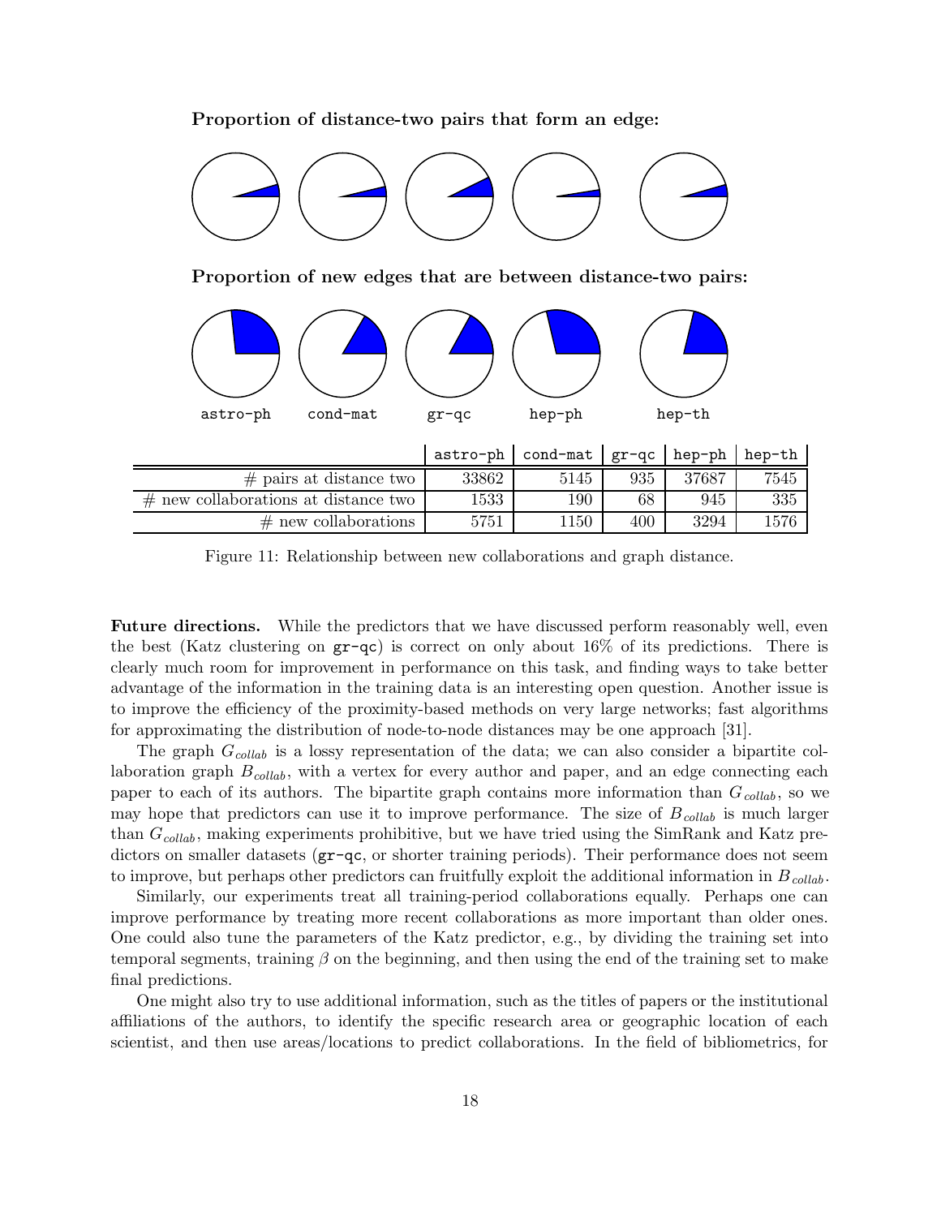**Proportion of distance-two pairs that form an edge:**

**Proportion of new edges that are between distance-two pairs:**

astro-ph cond-mat gr-qc hep-ph hep-th

| | astro-ph | cond-mat | gr-qc | hep-ph | hep-th |
|---|---|---|---|---|---|
| # pairs at distance two | 33862 | 5145 | 935 | 37687 | 7545 |
| # new collaborations at distance two | 1533 | 190 | 68 | 945 | 335 |
| # new collaborations | 5751 | 1150 | 400 | 3294 | 1576 |

Figure 11: Relationship between new collaborations and graph distance.

**Future directions.** While the predictors that we have discussed perform reasonably well, even the best (Katz clustering on `gr-qc`) is correct on only about 16% of its predictions. There is clearly much room for improvement in performance on this task, and finding ways to take better advantage of the information in the training data is an interesting open question. Another issue is to improve the efficiency of the proximity-based methods on very large networks; fast algorithms for approximating the distribution of node-to-node distances may be one approach [31].

The graph $G_{collab}$ is a lossy representation of the data; we can also consider a bipartite collaboration graph $B_{collab}$, with a vertex for every author and paper, and an edge connecting each paper to each of its authors. The bipartite graph contains more information than $G_{collab}$, so we may hope that predictors can use it to improve performance. The size of $B_{collab}$ is much larger than $G_{collab}$, making experiments prohibitive, but we have tried using the SimRank and Katz predictors on smaller datasets (`gr-qc`, or shorter training periods). Their performance does not seem to improve, but perhaps other predictors can fruitfully exploit the additional information in $B_{collab}$.

Similarly, our experiments treat all training-period collaborations equally. Perhaps one can improve performance by treating more recent collaborations as more important than older ones. One could also tune the parameters of the Katz predictor, e.g., by dividing the training set into temporal segments, training $\beta$ on the beginning, and then using the end of the training set to make final predictions.

One might also try to use additional information, such as the titles of papers or the institutional affiliations of the authors, to identify the specific research area or geographic location of each scientist, and then use areas/locations to predict collaborations. In the field of bibliometrics, for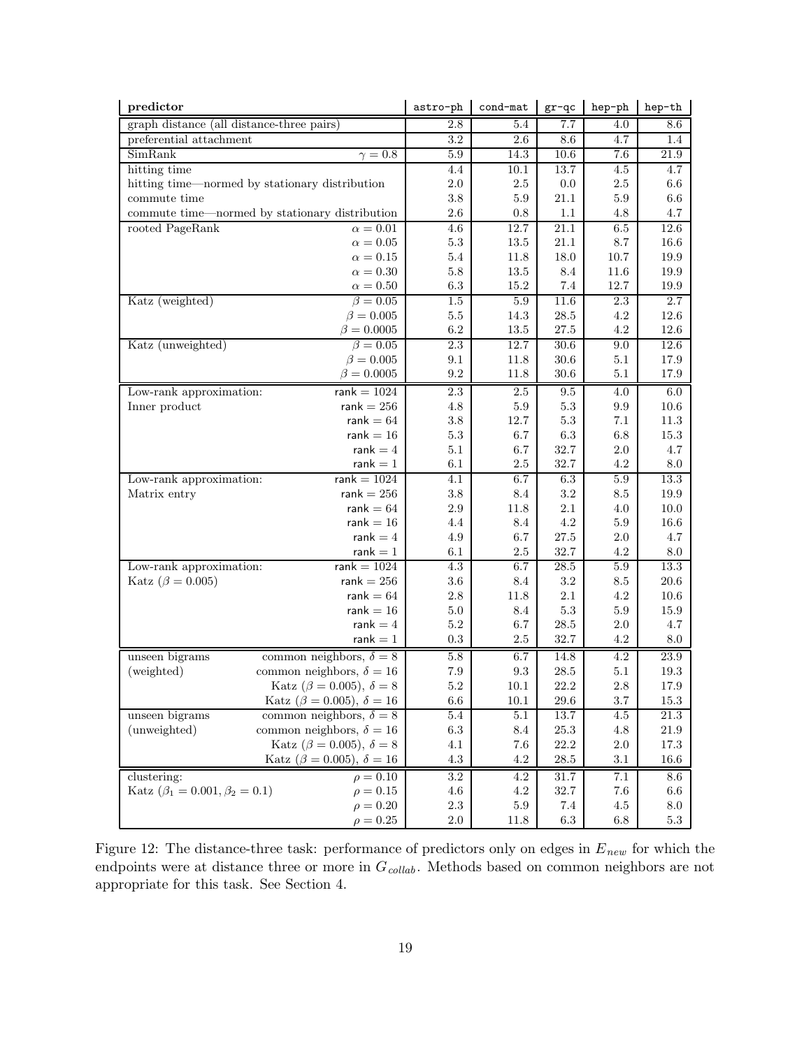| predictor | | astro-ph | cond-mat | gr-qc | hep-ph | hep-th |
|---|---|---|---|---|---|---|
| graph distance (all distance-three pairs) | | 2.8 | 5.4 | 7.7 | 4.0 | 8.6 |
| preferential attachment | | 3.2 | 2.6 | 8.6 | 4.7 | 1.4 |
| SimRank | $\gamma = 0.8$ | 5.9 | 14.3 | 10.6 | 7.6 | 21.9 |
| hitting time | | 4.4 | 10.1 | 13.7 | 4.5 | 4.7 |
| hitting time—normed by stationary distribution | | 2.0 | 2.5 | 0.0 | 2.5 | 6.6 |
| commute time | | 3.8 | 5.9 | 21.1 | 5.9 | 6.6 |
| commute time—normed by stationary distribution | | 2.6 | 0.8 | 1.1 | 4.8 | 4.7 |
| rooted PageRank | $\alpha = 0.01$ | 4.6 | 12.7 | 21.1 | 6.5 | 12.6 |
| | $\alpha = 0.05$ | 5.3 | 13.5 | 21.1 | 8.7 | 16.6 |
| | $\alpha = 0.15$ | 5.4 | 11.8 | 18.0 | 10.7 | 19.9 |
| | $\alpha = 0.30$ | 5.8 | 13.5 | 8.4 | 11.6 | 19.9 |
| | $\alpha = 0.50$ | 6.3 | 15.2 | 7.4 | 12.7 | 19.9 |
| Katz (weighted) | $\beta = 0.05$ | 1.5 | 5.9 | 11.6 | 2.3 | 2.7 |
| | $\beta = 0.005$ | 5.5 | 14.3 | 28.5 | 4.2 | 12.6 |
| | $\beta = 0.0005$ | 6.2 | 13.5 | 27.5 | 4.2 | 12.6 |
| Katz (unweighted) | $\beta = 0.05$ | 2.3 | 12.7 | 30.6 | 9.0 | 12.6 |
| | $\beta = 0.005$ | 9.1 | 11.8 | 30.6 | 5.1 | 17.9 |
| | $\beta = 0.0005$ | 9.2 | 11.8 | 30.6 | 5.1 | 17.9 |
| Low-rank approximation: | rank = 1024 | 2.3 | 2.5 | 9.5 | 4.0 | 6.0 |
| Inner product | rank = 256 | 4.8 | 5.9 | 5.3 | 9.9 | 10.6 |
| | rank = 64 | 3.8 | 12.7 | 5.3 | 7.1 | 11.3 |
| | rank = 16 | 5.3 | 6.7 | 6.3 | 6.8 | 15.3 |
| | rank = 4 | 5.1 | 6.7 | 32.7 | 2.0 | 4.7 |
| | rank = 1 | 6.1 | 2.5 | 32.7 | 4.2 | 8.0 |
| Low-rank approximation: | rank = 1024 | 4.1 | 6.7 | 6.3 | 5.9 | 13.3 |
| Matrix entry | rank = 256 | 3.8 | 8.4 | 3.2 | 8.5 | 19.9 |
| | rank = 64 | 2.9 | 11.8 | 2.1 | 4.0 | 10.0 |
| | rank = 16 | 4.4 | 8.4 | 4.2 | 5.9 | 16.6 |
| | rank = 4 | 4.9 | 6.7 | 27.5 | 2.0 | 4.7 |
| | rank = 1 | 6.1 | 2.5 | 32.7 | 4.2 | 8.0 |
| Low-rank approximation: | rank = 1024 | 4.3 | 6.7 | 28.5 | 5.9 | 13.3 |
| Katz ($\beta = 0.005$) | rank = 256 | 3.6 | 8.4 | 3.2 | 8.5 | 20.6 |
| | rank = 64 | 2.8 | 11.8 | 2.1 | 4.2 | 10.6 |
| | rank = 16 | 5.0 | 8.4 | 5.3 | 5.9 | 15.9 |
| | rank = 4 | 5.2 | 6.7 | 28.5 | 2.0 | 4.7 |
| | rank = 1 | 0.3 | 2.5 | 32.7 | 4.2 | 8.0 |
| unseen bigrams | common neighbors, $\delta = 8$ | 5.8 | 6.7 | 14.8 | 4.2 | 23.9 |
| (weighted) | common neighbors, $\delta = 16$ | 7.9 | 9.3 | 28.5 | 5.1 | 19.3 |
| | Katz ($\beta = 0.005$), $\delta = 8$ | 5.2 | 10.1 | 22.2 | 2.8 | 17.9 |
| | Katz ($\beta = 0.005$), $\delta = 16$ | 6.6 | 10.1 | 29.6 | 3.7 | 15.3 |
| unseen bigrams | common neighbors, $\delta = 8$ | 5.4 | 5.1 | 13.7 | 4.5 | 21.3 |
| (unweighted) | common neighbors, $\delta = 16$ | 6.3 | 8.4 | 25.3 | 4.8 | 21.9 |
| | Katz ($\beta = 0.005$), $\delta = 8$ | 4.1 | 7.6 | 22.2 | 2.0 | 17.3 |
| | Katz ($\beta = 0.005$), $\delta = 16$ | 4.3 | 4.2 | 28.5 | 3.1 | 16.6 |
| clustering: | $\rho = 0.10$ | 3.2 | 4.2 | 31.7 | 7.1 | 8.6 |
| Katz ($\beta_1 = 0.001, \beta_2 = 0.1$) | $\rho = 0.15$ | 4.6 | 4.2 | 32.7 | 7.6 | 6.6 |
| | $\rho = 0.20$ | 2.3 | 5.9 | 7.4 | 4.5 | 8.0 |
| | $\rho = 0.25$ | 2.0 | 11.8 | 6.3 | 6.8 | 5.3 |

Figure 12: The distance-three task: performance of predictors only on edges in $E_{new}$ for which the endpoints were at distance three or more in $G_{collab}$. Methods based on common neighbors are not appropriate for this task. See Section 4.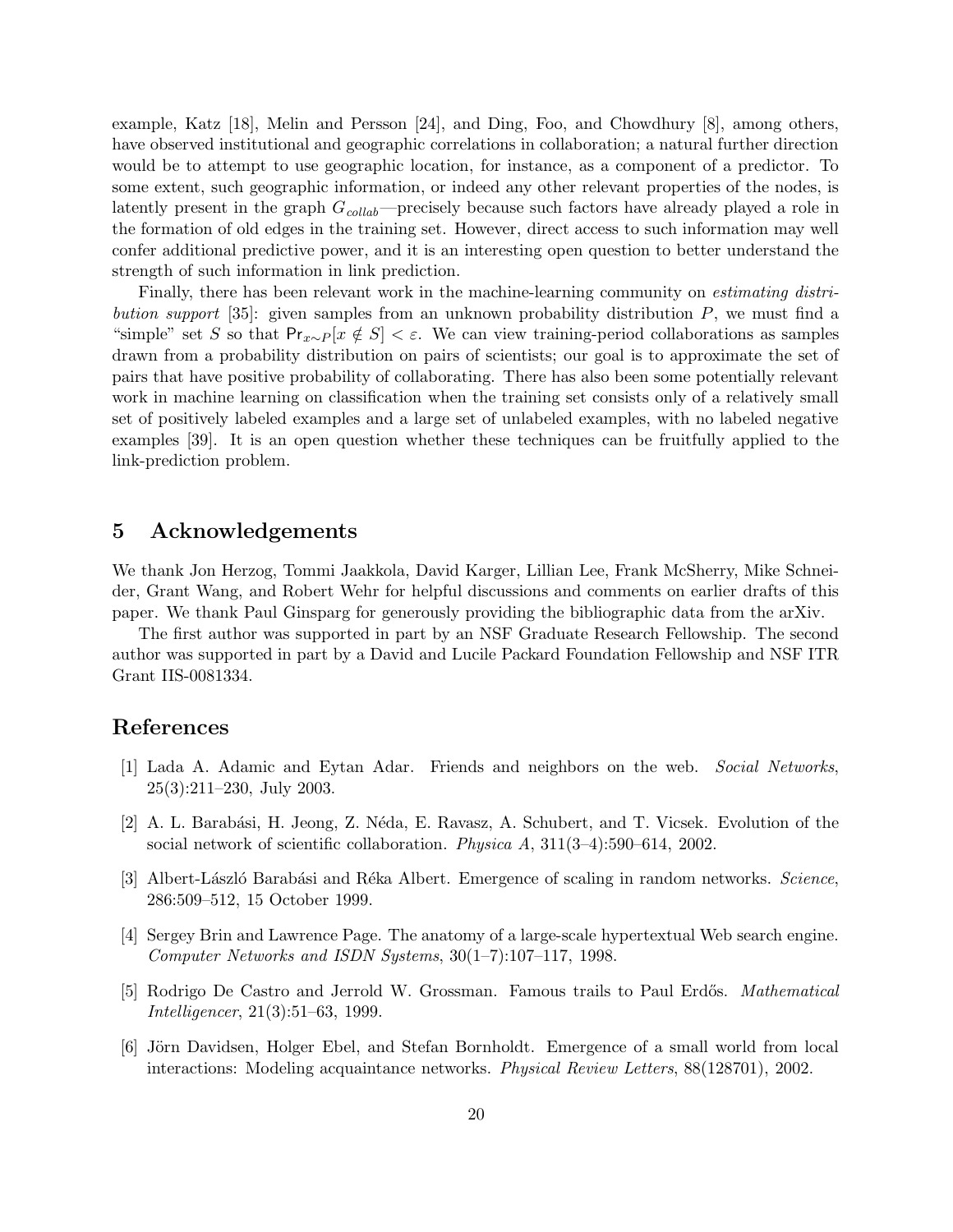example, Katz [18], Melin and Persson [24], and Ding, Foo, and Chowdhury [8], among others, have observed institutional and geographic correlations in collaboration; a natural further direction would be to attempt to use geographic location, for instance, as a component of a predictor. To some extent, such geographic information, or indeed any other relevant properties of the nodes, is latently present in the graph $G_{collab}$—precisely because such factors have already played a role in the formation of old edges in the training set. However, direct access to such information may well confer additional predictive power, and it is an interesting open question to better understand the strength of such information in link prediction.

Finally, there has been relevant work in the machine-learning community on *estimating distribution support* [35]: given samples from an unknown probability distribution $P$, we must find a "simple" set $S$ so that $\mathsf{Pr}_{x \sim P}[x \notin S] < \varepsilon$. We can view training-period collaborations as samples drawn from a probability distribution on pairs of scientists; our goal is to approximate the set of pairs that have positive probability of collaborating. There has also been some potentially relevant work in machine learning on classification when the training set consists only of a relatively small set of positively labeled examples and a large set of unlabeled examples, with no labeled negative examples [39]. It is an open question whether these techniques can be fruitfully applied to the link-prediction problem.

## 5 Acknowledgements

We thank Jon Herzog, Tommi Jaakkola, David Karger, Lillian Lee, Frank McSherry, Mike Schneider, Grant Wang, and Robert Wehr for helpful discussions and comments on earlier drafts of this paper. We thank Paul Ginsparg for generously providing the bibliographic data from the arXiv.

The first author was supported in part by an NSF Graduate Research Fellowship. The second author was supported in part by a David and Lucile Packard Foundation Fellowship and NSF ITR Grant IIS-0081334.

## References

[1] Lada A. Adamic and Eytan Adar. Friends and neighbors on the web. *Social Networks*, 25(3):211–230, July 2003.

[2] A. L. Barabási, H. Jeong, Z. Néda, E. Ravasz, A. Schubert, and T. Vicsek. Evolution of the social network of scientific collaboration. *Physica A*, 311(3–4):590–614, 2002.

[3] Albert-László Barabási and Réka Albert. Emergence of scaling in random networks. *Science*, 286:509–512, 15 October 1999.

[4] Sergey Brin and Lawrence Page. The anatomy of a large-scale hypertextual Web search engine. *Computer Networks and ISDN Systems*, 30(1–7):107–117, 1998.

[5] Rodrigo De Castro and Jerrold W. Grossman. Famous trails to Paul Erdős. *Mathematical Intelligencer*, 21(3):51–63, 1999.

[6] Jörn Davidsen, Holger Ebel, and Stefan Bornholdt. Emergence of a small world from local interactions: Modeling acquaintance networks. *Physical Review Letters*, 88(128701), 2002.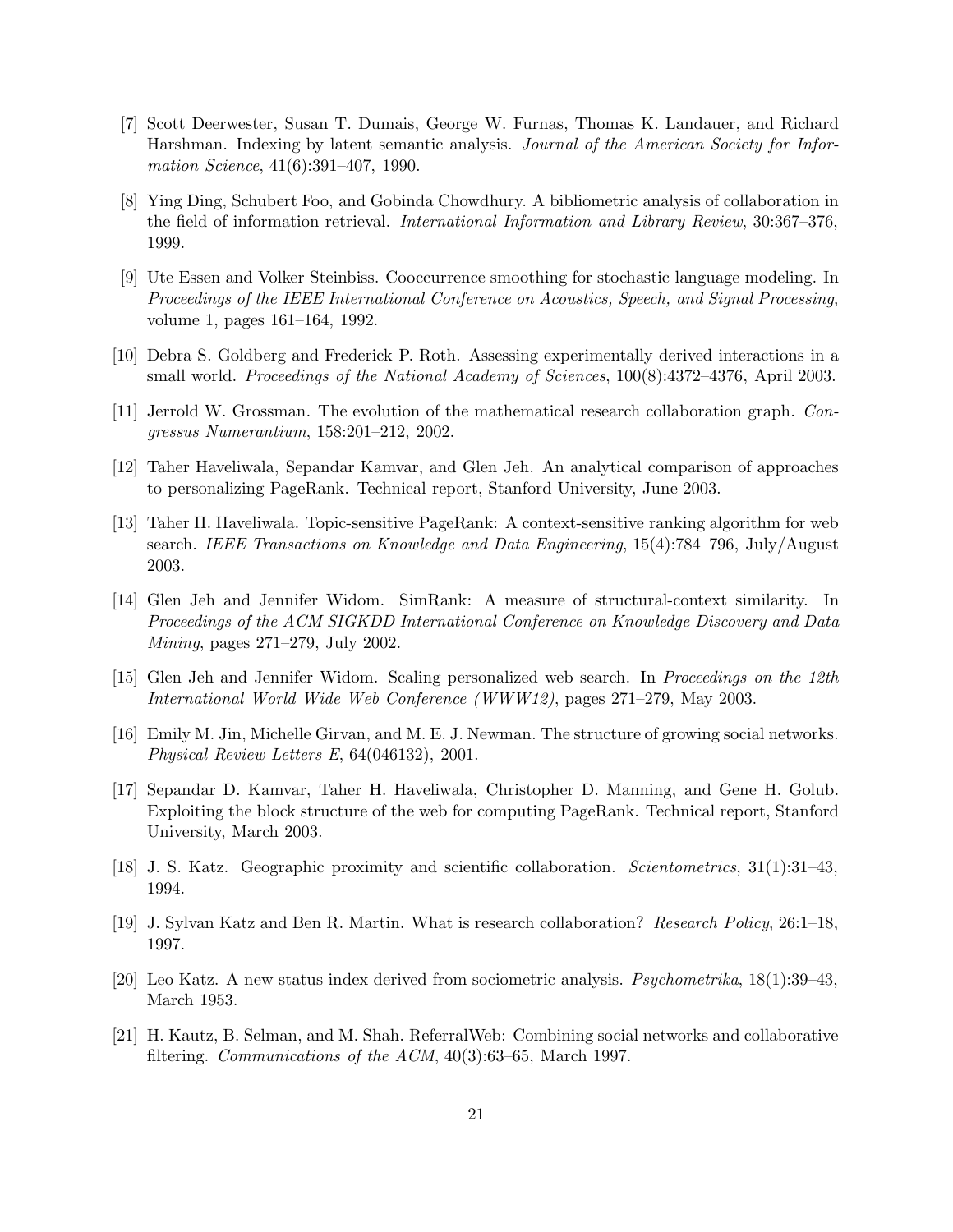[7] Scott Deerwester, Susan T. Dumais, George W. Furnas, Thomas K. Landauer, and Richard Harshman. Indexing by latent semantic analysis. *Journal of the American Society for Information Science*, 41(6):391–407, 1990.

[8] Ying Ding, Schubert Foo, and Gobinda Chowdhury. A bibliometric analysis of collaboration in the field of information retrieval. *International Information and Library Review*, 30:367–376, 1999.

[9] Ute Essen and Volker Steinbiss. Cooccurrence smoothing for stochastic language modeling. In *Proceedings of the IEEE International Conference on Acoustics, Speech, and Signal Processing*, volume 1, pages 161–164, 1992.

[10] Debra S. Goldberg and Frederick P. Roth. Assessing experimentally derived interactions in a small world. *Proceedings of the National Academy of Sciences*, 100(8):4372–4376, April 2003.

[11] Jerrold W. Grossman. The evolution of the mathematical research collaboration graph. *Congressus Numerantium*, 158:201–212, 2002.

[12] Taher Haveliwala, Sepandar Kamvar, and Glen Jeh. An analytical comparison of approaches to personalizing PageRank. Technical report, Stanford University, June 2003.

[13] Taher H. Haveliwala. Topic-sensitive PageRank: A context-sensitive ranking algorithm for web search. *IEEE Transactions on Knowledge and Data Engineering*, 15(4):784–796, July/August 2003.

[14] Glen Jeh and Jennifer Widom. SimRank: A measure of structural-context similarity. In *Proceedings of the ACM SIGKDD International Conference on Knowledge Discovery and Data Mining*, pages 271–279, July 2002.

[15] Glen Jeh and Jennifer Widom. Scaling personalized web search. In *Proceedings on the 12th International World Wide Web Conference (WWW12)*, pages 271–279, May 2003.

[16] Emily M. Jin, Michelle Girvan, and M. E. J. Newman. The structure of growing social networks. *Physical Review Letters E*, 64(046132), 2001.

[17] Sepandar D. Kamvar, Taher H. Haveliwala, Christopher D. Manning, and Gene H. Golub. Exploiting the block structure of the web for computing PageRank. Technical report, Stanford University, March 2003.

[18] J. S. Katz. Geographic proximity and scientific collaboration. *Scientometrics*, 31(1):31–43, 1994.

[19] J. Sylvan Katz and Ben R. Martin. What is research collaboration? *Research Policy*, 26:1–18, 1997.

[20] Leo Katz. A new status index derived from sociometric analysis. *Psychometrika*, 18(1):39–43, March 1953.

[21] H. Kautz, B. Selman, and M. Shah. ReferralWeb: Combining social networks and collaborative filtering. *Communications of the ACM*, 40(3):63–65, March 1997.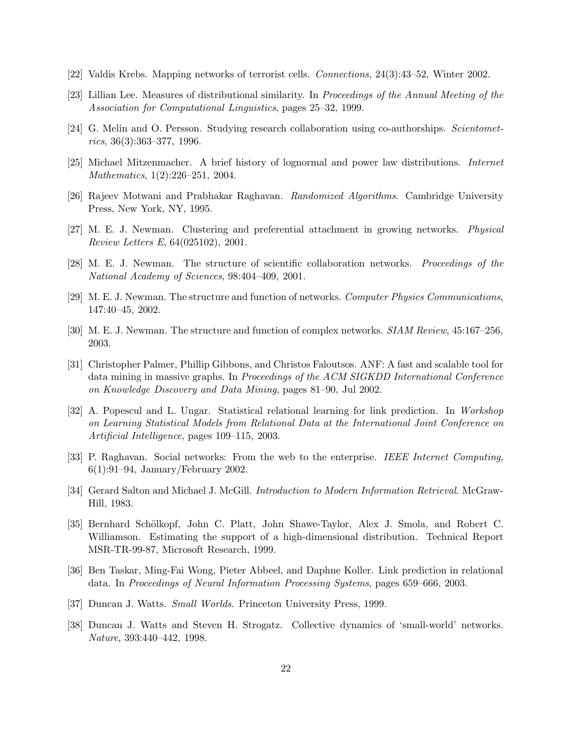[22] Valdis Krebs. Mapping networks of terrorist cells. *Connections*, 24(3):43–52, Winter 2002.

[23] Lillian Lee. Measures of distributional similarity. In *Proceedings of the Annual Meeting of the Association for Computational Linguistics*, pages 25–32, 1999.

[24] G. Melin and O. Persson. Studying research collaboration using co-authorships. *Scientometrics*, 36(3):363–377, 1996.

[25] Michael Mitzenmacher. A brief history of lognormal and power law distributions. *Internet Mathematics*, 1(2):226–251, 2004.

[26] Rajeev Motwani and Prabhakar Raghavan. *Randomized Algorithms*. Cambridge University Press, New York, NY, 1995.

[27] M. E. J. Newman. Clustering and preferential attachment in growing networks. *Physical Review Letters E*, 64(025102), 2001.

[28] M. E. J. Newman. The structure of scientific collaboration networks. *Proceedings of the National Academy of Sciences*, 98:404–409, 2001.

[29] M. E. J. Newman. The structure and function of networks. *Computer Physics Communications*, 147:40–45, 2002.

[30] M. E. J. Newman. The structure and function of complex networks. *SIAM Review*, 45:167–256, 2003.

[31] Christopher Palmer, Phillip Gibbons, and Christos Faloutsos. ANF: A fast and scalable tool for data mining in massive graphs. In *Proceedings of the ACM SIGKDD International Conference on Knowledge Discovery and Data Mining*, pages 81–90, Jul 2002.

[32] A. Popescul and L. Ungar. Statistical relational learning for link prediction. In *Workshop on Learning Statistical Models from Relational Data at the International Joint Conference on Artificial Intelligence*, pages 109–115, 2003.

[33] P. Raghavan. Social networks: From the web to the enterprise. *IEEE Internet Computing*, 6(1):91–94, January/February 2002.

[34] Gerard Salton and Michael J. McGill. *Introduction to Modern Information Retrieval*. McGraw-Hill, 1983.

[35] Bernhard Schölkopf, John C. Platt, John Shawe-Taylor, Alex J. Smola, and Robert C. Williamson. Estimating the support of a high-dimensional distribution. Technical Report MSR-TR-99-87, Microsoft Research, 1999.

[36] Ben Taskar, Ming-Fai Wong, Pieter Abbeel, and Daphne Koller. Link prediction in relational data. In *Proceedings of Neural Information Processing Systems*, pages 659–666, 2003.

[37] Duncan J. Watts. *Small Worlds*. Princeton University Press, 1999.

[38] Duncan J. Watts and Steven H. Strogatz. Collective dynamics of 'small-world' networks. *Nature*, 393:440–442, 1998.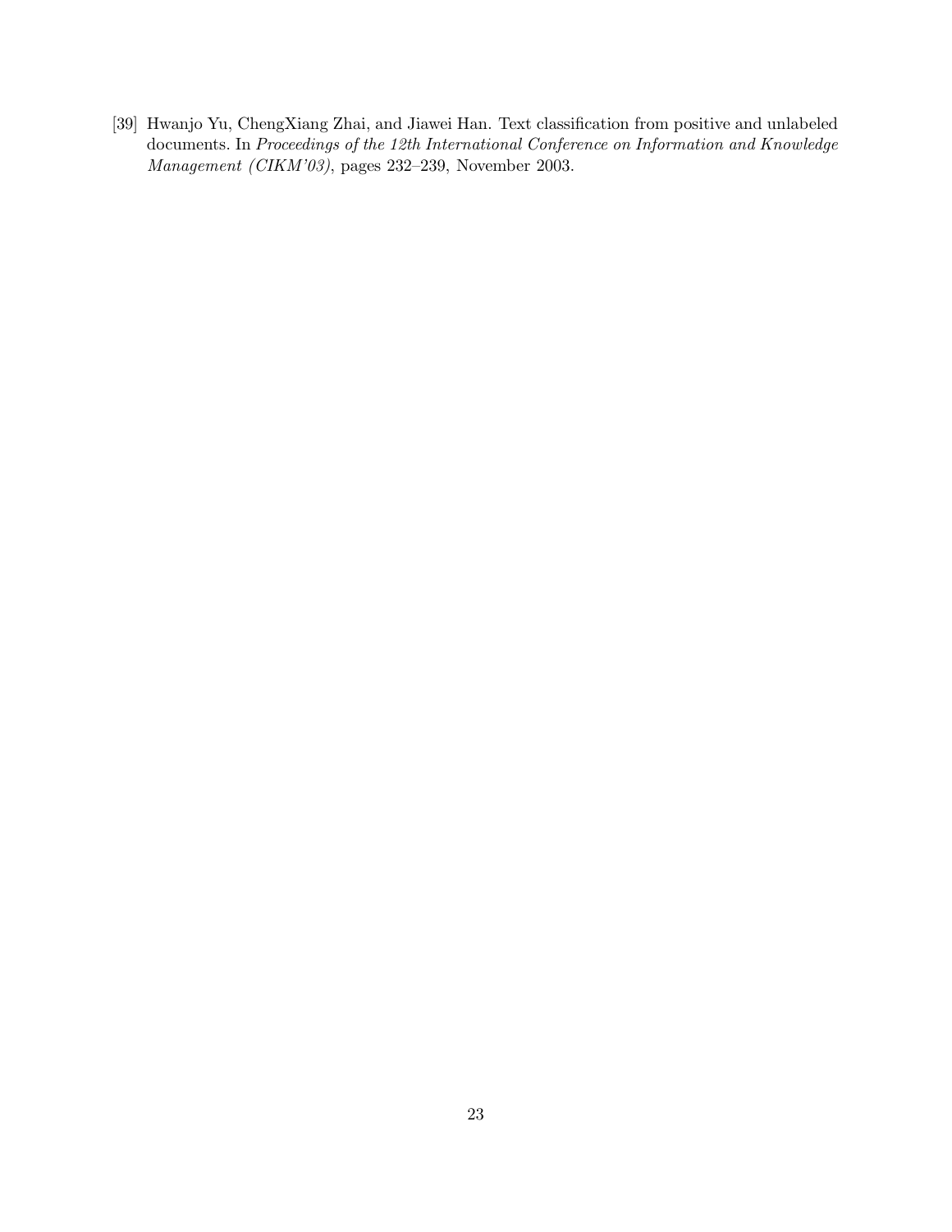[39] Hwanjo Yu, ChengXiang Zhai, and Jiawei Han. Text classification from positive and unlabeled documents. In *Proceedings of the 12th International Conference on Information and Knowledge Management (CIKM'03)*, pages 232–239, November 2003.